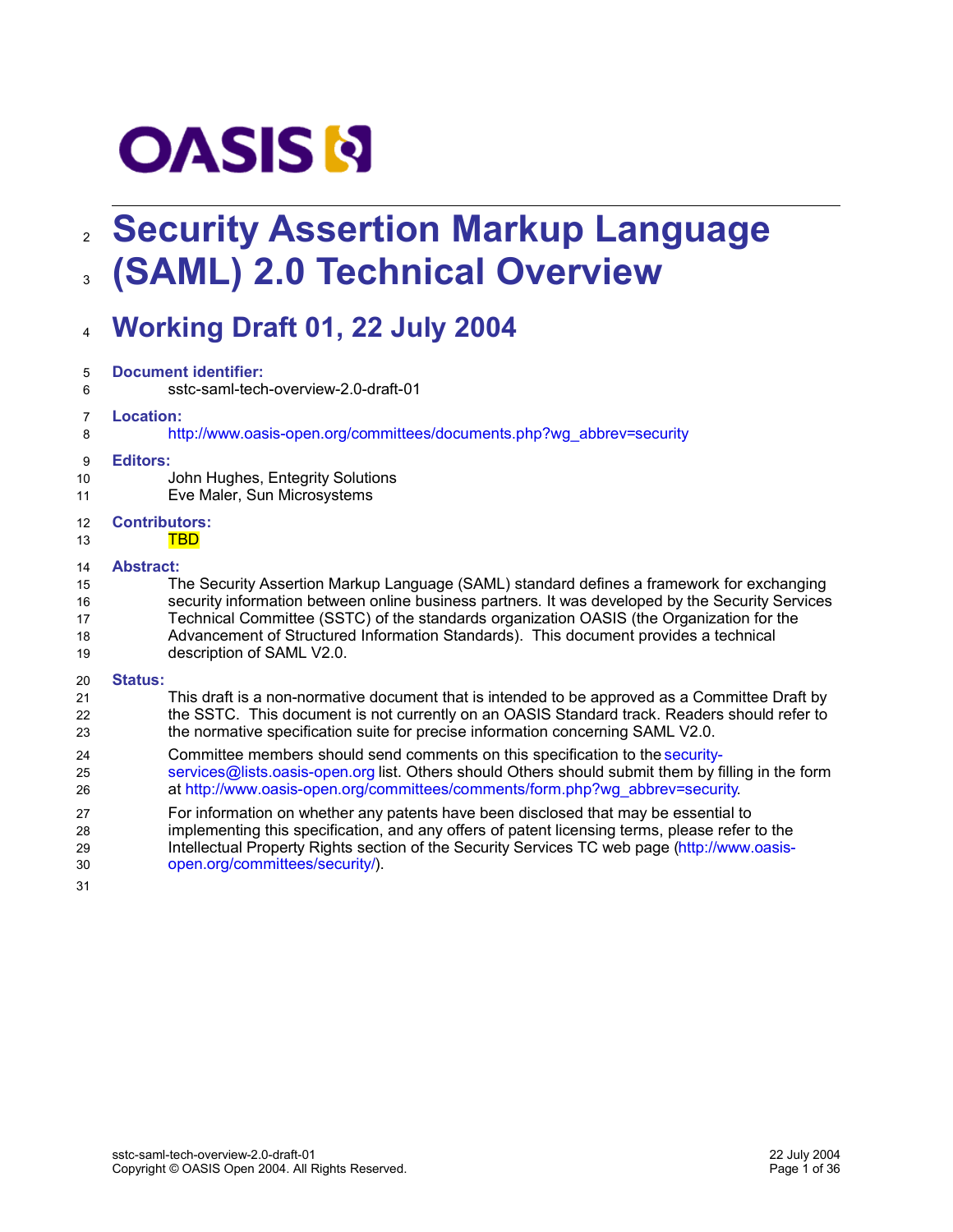# Security Assertion Markup Language (SAML) 2.0 Technical Overview

## Working Draft 01, 22 July 2004

**Document identifier:**

sstc-saml-tech-overview-2.0-draft-01

**Location:**

http://www.oasis-open.org/committees/documents.php?wg_abbrev=security

**Editors:**

John Hughes, Entegrity Solutions
Eve Maler, Sun Microsystems

**Contributors:**

TBD

**Abstract:**

The Security Assertion Markup Language (SAML) standard defines a framework for exchanging security information between online business partners. It was developed by the Security Services Technical Committee (SSTC) of the standards organization OASIS (the Organization for the Advancement of Structured Information Standards). This document provides a technical description of SAML V2.0.

**Status:**

This draft is a non-normative document that is intended to be approved as a Committee Draft by the SSTC. This document is not currently on an OASIS Standard track. Readers should refer to the normative specification suite for precise information concerning SAML V2.0.

Committee members should send comments on this specification to the security-services@lists.oasis-open.org list. Others should Others should submit them by filling in the form at http://www.oasis-open.org/committees/comments/form.php?wg_abbrev=security.

For information on whether any patents have been disclosed that may be essential to implementing this specification, and any offers of patent licensing terms, please refer to the Intellectual Property Rights section of the Security Services TC web page (http://www.oasis-open.org/committees/security/).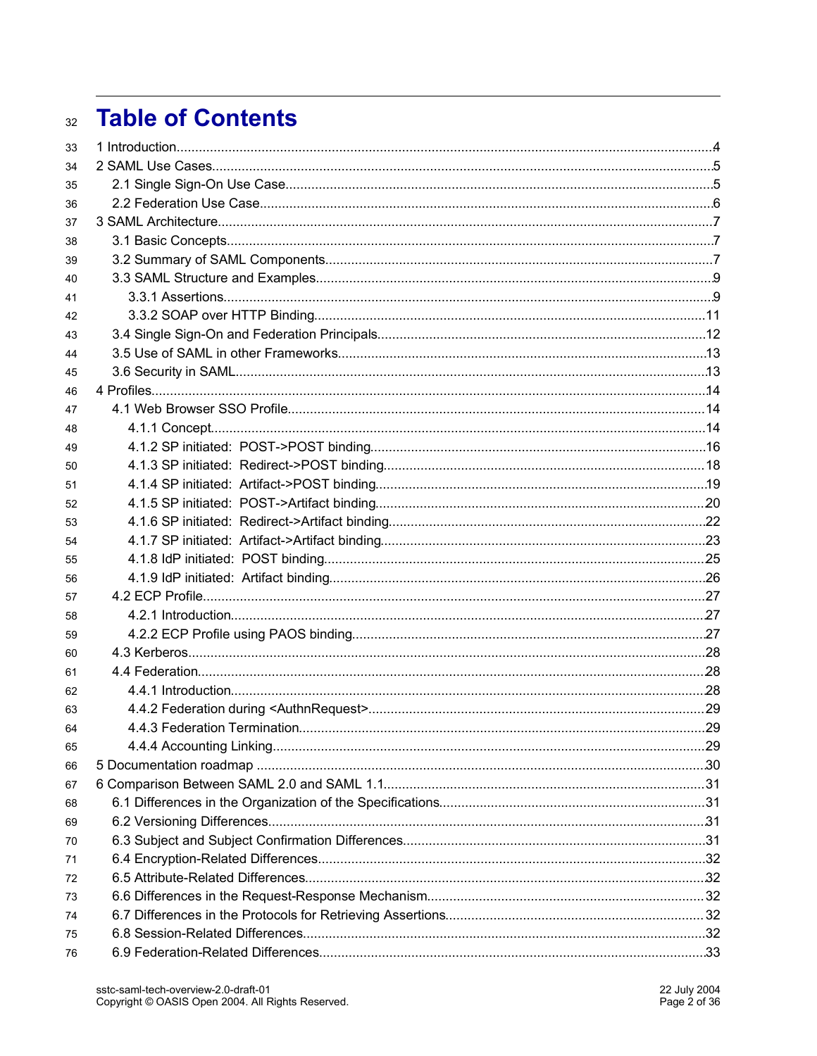# Table of Contents

1 Introduction ........ 4
2 SAML Use Cases ........ 5
  2.1 Single Sign-On Use Case ........ 5
  2.2 Federation Use Case ........ 6
3 SAML Architecture ........ 7
  3.1 Basic Concepts ........ 7
  3.2 Summary of SAML Components ........ 7
  3.3 SAML Structure and Examples ........ 9
    3.3.1 Assertions ........ 9
    3.3.2 SOAP over HTTP Binding ........ 11
  3.4 Single Sign-On and Federation Principals ........ 12
  3.5 Use of SAML in other Frameworks ........ 13
  3.6 Security in SAML ........ 13
4 Profiles ........ 14
  4.1 Web Browser SSO Profile ........ 14
    4.1.1 Concept ........ 14
    4.1.2 SP initiated: POST->POST binding ........ 16
    4.1.3 SP initiated: Redirect->POST binding ........ 18
    4.1.4 SP initiated: Artifact->POST binding ........ 19
    4.1.5 SP initiated: POST->Artifact binding ........ 20
    4.1.6 SP initiated: Redirect->Artifact binding ........ 22
    4.1.7 SP initiated: Artifact->Artifact binding ........ 23
    4.1.8 IdP initiated: POST binding ........ 25
    4.1.9 IdP initiated: Artifact binding ........ 26
  4.2 ECP Profile ........ 27
    4.2.1 Introduction ........ 27
    4.2.2 ECP Profile using PAOS binding ........ 27
  4.3 Kerberos ........ 28
  4.4 Federation ........ 28
    4.4.1 Introduction ........ 28
    4.4.2 Federation during <AuthnRequest> ........ 29
    4.4.3 Federation Termination ........ 29
    4.4.4 Accounting Linking ........ 29
5 Documentation roadmap ........ 30
6 Comparison Between SAML 2.0 and SAML 1.1 ........ 31
  6.1 Differences in the Organization of the Specifications ........ 31
  6.2 Versioning Differences ........ 31
  6.3 Subject and Subject Confirmation Differences ........ 31
  6.4 Encryption-Related Differences ........ 32
  6.5 Attribute-Related Differences ........ 32
  6.6 Differences in the Request-Response Mechanism ........ 32
  6.7 Differences in the Protocols for Retrieving Assertions ........ 32
  6.8 Session-Related Differences ........ 32
  6.9 Federation-Related Differences ........ 33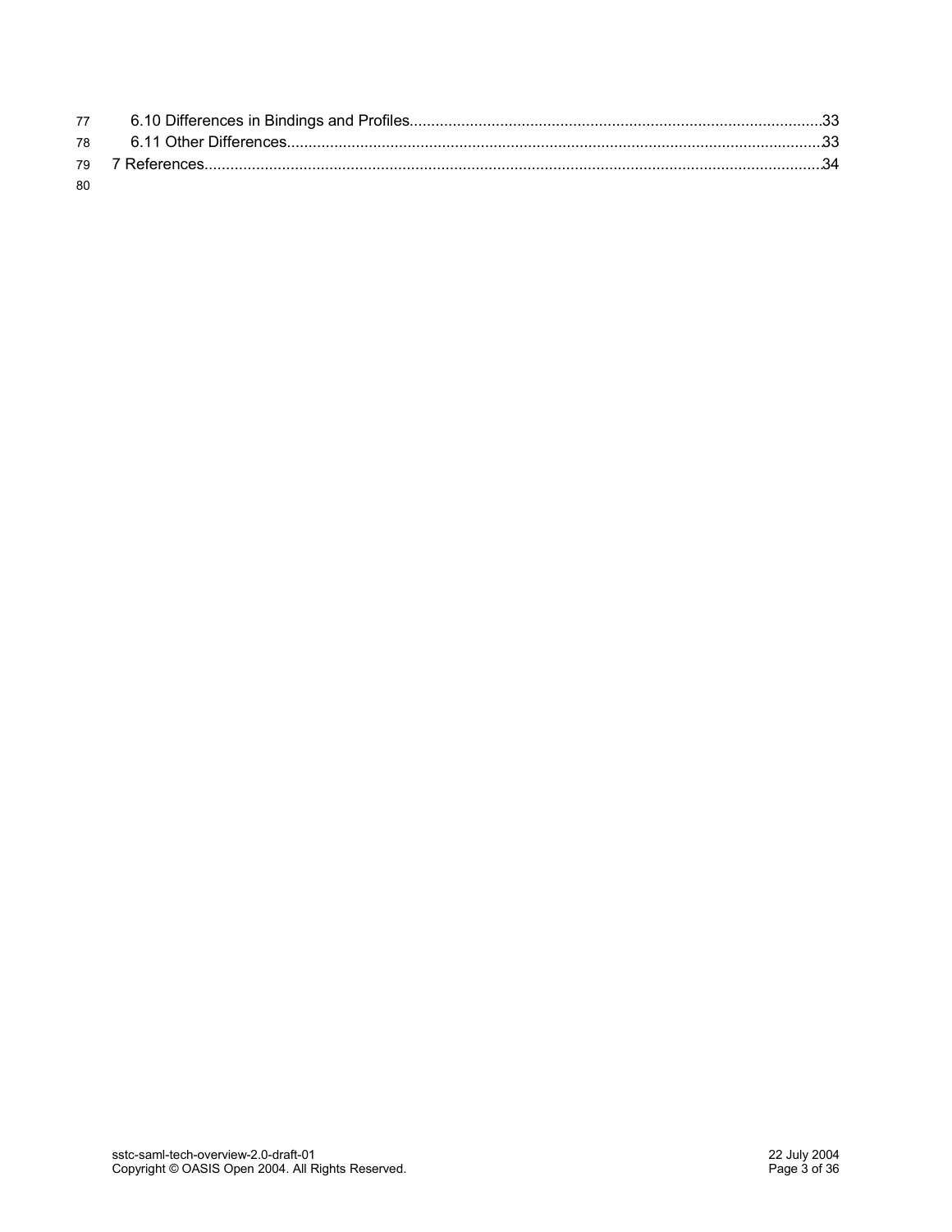- 6.10 Differences in Bindings and Profiles....................................................................................33
- 6.11 Other Differences.....................................................................................................................33

7 References.............................................................................................................................................34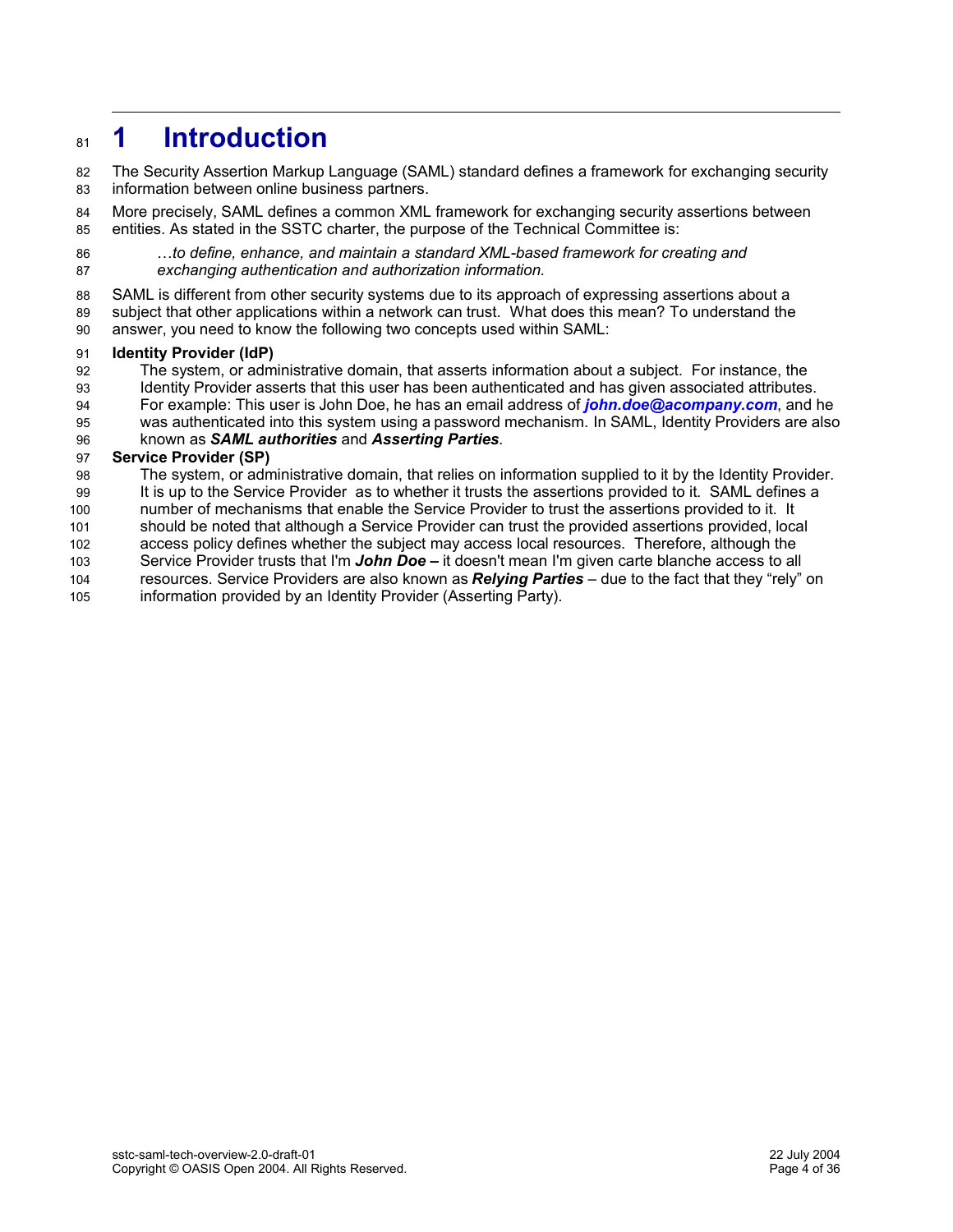# 1 Introduction

The Security Assertion Markup Language (SAML) standard defines a framework for exchanging security information between online business partners.

More precisely, SAML defines a common XML framework for exchanging security assertions between entities. As stated in the SSTC charter, the purpose of the Technical Committee is:

> *…to define, enhance, and maintain a standard XML-based framework for creating and exchanging authentication and authorization information.*

SAML is different from other security systems due to its approach of expressing assertions about a subject that other applications within a network can trust. What does this mean? To understand the answer, you need to know the following two concepts used within SAML:

**Identity Provider (IdP)**
: The system, or administrative domain, that asserts information about a subject. For instance, the Identity Provider asserts that this user has been authenticated and has given associated attributes. For example: This user is John Doe, he has an email address of ***john.doe@acompany.com***, and he was authenticated into this system using a password mechanism. In SAML, Identity Providers are also known as ***SAML authorities*** and ***Asserting Parties***.

**Service Provider (SP)**
: The system, or administrative domain, that relies on information supplied to it by the Identity Provider. It is up to the Service Provider as to whether it trusts the assertions provided to it. SAML defines a number of mechanisms that enable the Service Provider to trust the assertions provided to it. It should be noted that although a Service Provider can trust the provided assertions provided, local access policy defines whether the subject may access local resources. Therefore, although the Service Provider trusts that I'm ***John Doe –*** it doesn't mean I'm given carte blanche access to all resources. Service Providers are also known as ***Relying Parties*** – due to the fact that they "rely" on information provided by an Identity Provider (Asserting Party).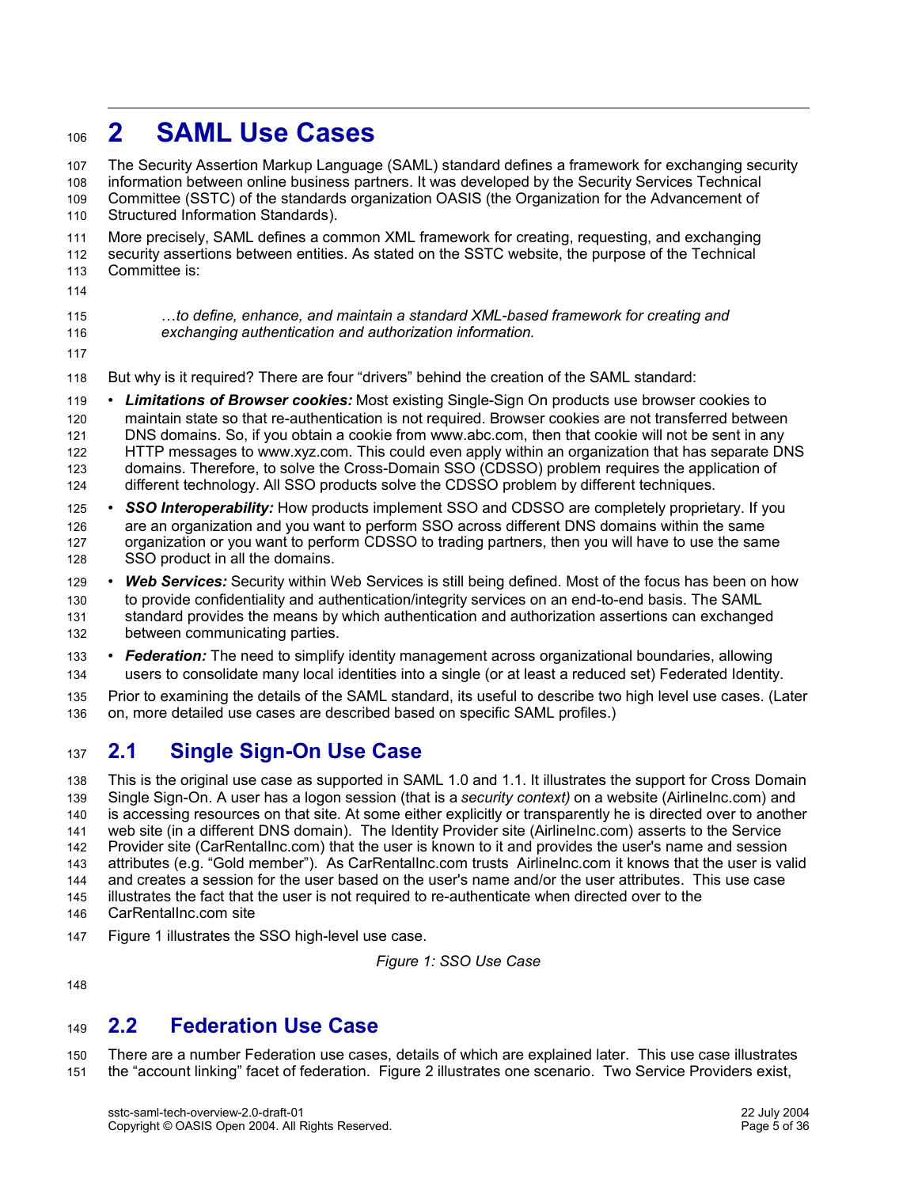# 2 SAML Use Cases

The Security Assertion Markup Language (SAML) standard defines a framework for exchanging security information between online business partners. It was developed by the Security Services Technical Committee (SSTC) of the standards organization OASIS (the Organization for the Advancement of Structured Information Standards).

More precisely, SAML defines a common XML framework for creating, requesting, and exchanging security assertions between entities. As stated on the SSTC website, the purpose of the Technical Committee is:

> *…to define, enhance, and maintain a standard XML-based framework for creating and exchanging authentication and authorization information.*

But why is it required? There are four "drivers" behind the creation of the SAML standard:

- ***Limitations of Browser cookies:*** Most existing Single-Sign On products use browser cookies to maintain state so that re-authentication is not required. Browser cookies are not transferred between DNS domains. So, if you obtain a cookie from www.abc.com, then that cookie will not be sent in any HTTP messages to www.xyz.com. This could even apply within an organization that has separate DNS domains. Therefore, to solve the Cross-Domain SSO (CDSSO) problem requires the application of different technology. All SSO products solve the CDSSO problem by different techniques.
- ***SSO Interoperability:*** How products implement SSO and CDSSO are completely proprietary. If you are an organization and you want to perform SSO across different DNS domains within the same organization or you want to perform CDSSO to trading partners, then you will have to use the same SSO product in all the domains.
- ***Web Services:*** Security within Web Services is still being defined. Most of the focus has been on how to provide confidentiality and authentication/integrity services on an end-to-end basis. The SAML standard provides the means by which authentication and authorization assertions can exchanged between communicating parties.
- ***Federation:*** The need to simplify identity management across organizational boundaries, allowing users to consolidate many local identities into a single (or at least a reduced set) Federated Identity.

Prior to examining the details of the SAML standard, its useful to describe two high level use cases. (Later on, more detailed use cases are described based on specific SAML profiles.)

## 2.1 Single Sign-On Use Case

This is the original use case as supported in SAML 1.0 and 1.1. It illustrates the support for Cross Domain Single Sign-On. A user has a logon session (that is a *security context)* on a website (AirlineInc.com) and is accessing resources on that site. At some either explicitly or transparently he is directed over to another web site (in a different DNS domain). The Identity Provider site (AirlineInc.com) asserts to the Service Provider site (CarRentalInc.com) that the user is known to it and provides the user's name and session attributes (e.g. "Gold member"). As CarRentalInc.com trusts AirlineInc.com it knows that the user is valid and creates a session for the user based on the user's name and/or the user attributes. This use case illustrates the fact that the user is not required to re-authenticate when directed over to the CarRentalInc.com site

Figure 1 illustrates the SSO high-level use case.

*Figure 1: SSO Use Case*

## 2.2 Federation Use Case

There are a number Federation use cases, details of which are explained later. This use case illustrates the "account linking" facet of federation. Figure 2 illustrates one scenario. Two Service Providers exist,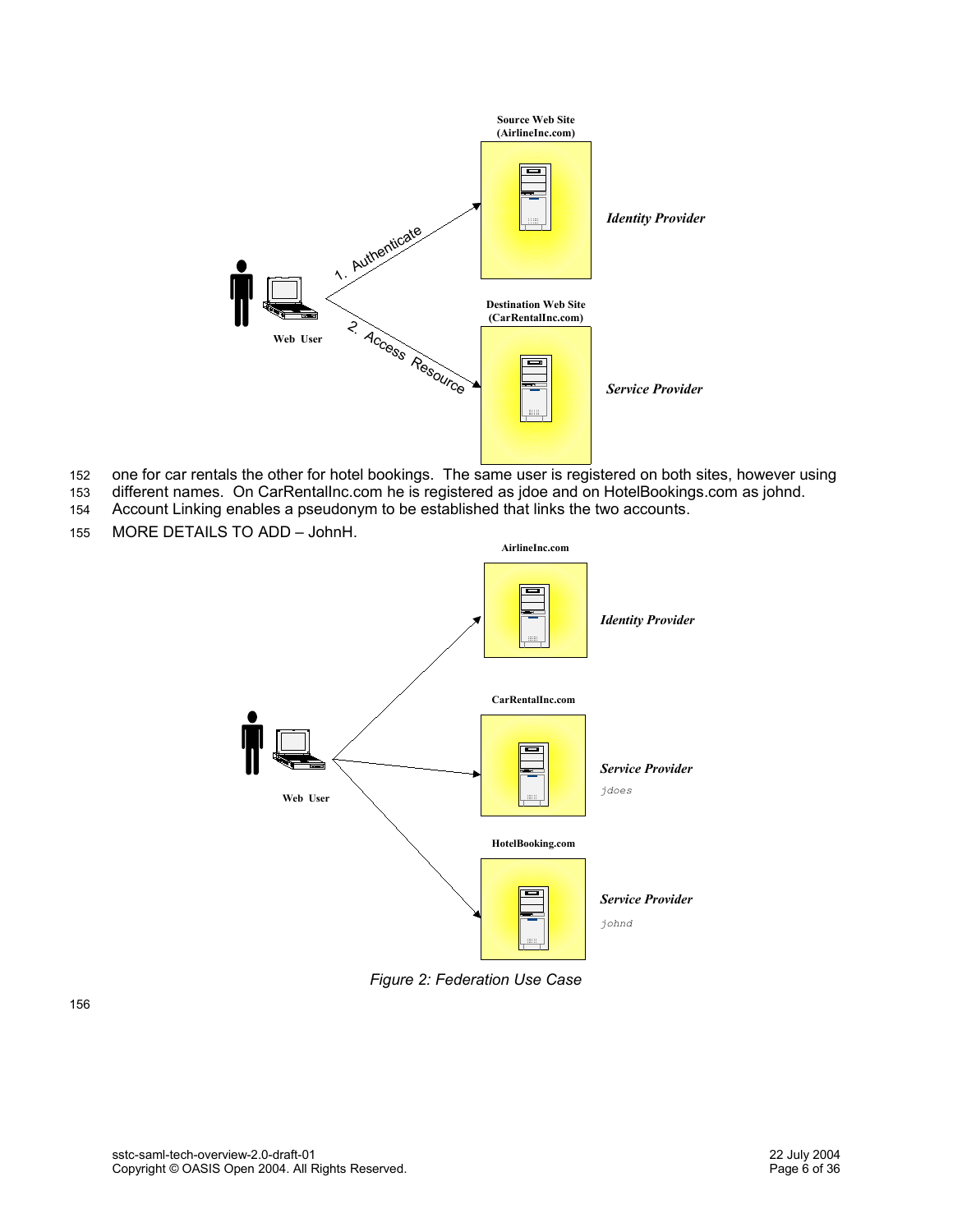one for car rentals the other for hotel bookings. The same user is registered on both sites, however using different names. On CarRentalInc.com he is registered as jdoe and on HotelBookings.com as johnd. Account Linking enables a pseudonym to be established that links the two accounts.

MORE DETAILS TO ADD – JohnH.

Figure 2: Federation Use Case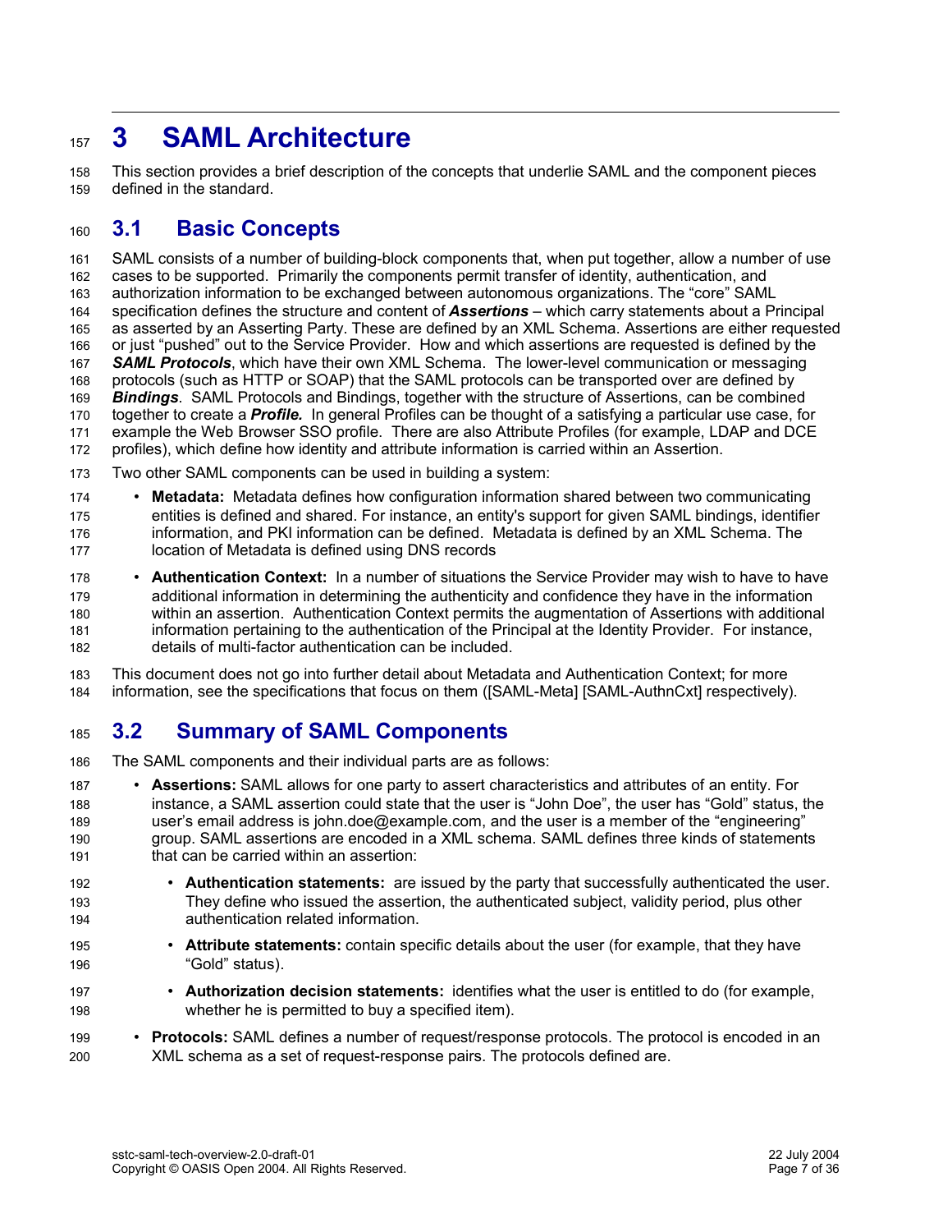# 3 SAML Architecture

This section provides a brief description of the concepts that underlie SAML and the component pieces defined in the standard.

## 3.1 Basic Concepts

SAML consists of a number of building-block components that, when put together, allow a number of use cases to be supported. Primarily the components permit transfer of identity, authentication, and authorization information to be exchanged between autonomous organizations. The "core" SAML specification defines the structure and content of ***Assertions*** – which carry statements about a Principal as asserted by an Asserting Party. These are defined by an XML Schema. Assertions are either requested or just "pushed" out to the Service Provider. How and which assertions are requested is defined by the ***SAML Protocols***, which have their own XML Schema. The lower-level communication or messaging protocols (such as HTTP or SOAP) that the SAML protocols can be transported over are defined by ***Bindings***. SAML Protocols and Bindings, together with the structure of Assertions, can be combined together to create a ***Profile.*** In general Profiles can be thought of a satisfying a particular use case, for example the Web Browser SSO profile. There are also Attribute Profiles (for example, LDAP and DCE profiles), which define how identity and attribute information is carried within an Assertion.

Two other SAML components can be used in building a system:

- **Metadata:** Metadata defines how configuration information shared between two communicating entities is defined and shared. For instance, an entity's support for given SAML bindings, identifier information, and PKI information can be defined. Metadata is defined by an XML Schema. The location of Metadata is defined using DNS records
- **Authentication Context:** In a number of situations the Service Provider may wish to have to have additional information in determining the authenticity and confidence they have in the information within an assertion. Authentication Context permits the augmentation of Assertions with additional information pertaining to the authentication of the Principal at the Identity Provider. For instance, details of multi-factor authentication can be included.

This document does not go into further detail about Metadata and Authentication Context; for more information, see the specifications that focus on them ([SAML-Meta] [SAML-AuthnCxt] respectively).

## 3.2 Summary of SAML Components

The SAML components and their individual parts are as follows:

- **Assertions:** SAML allows for one party to assert characteristics and attributes of an entity. For instance, a SAML assertion could state that the user is "John Doe", the user has "Gold" status, the user's email address is john.doe@example.com, and the user is a member of the "engineering" group. SAML assertions are encoded in a XML schema. SAML defines three kinds of statements that can be carried within an assertion:
  - **Authentication statements:** are issued by the party that successfully authenticated the user. They define who issued the assertion, the authenticated subject, validity period, plus other authentication related information.
  - **Attribute statements:** contain specific details about the user (for example, that they have "Gold" status).
  - **Authorization decision statements:** identifies what the user is entitled to do (for example, whether he is permitted to buy a specified item).
- **Protocols:** SAML defines a number of request/response protocols. The protocol is encoded in an XML schema as a set of request-response pairs. The protocols defined are.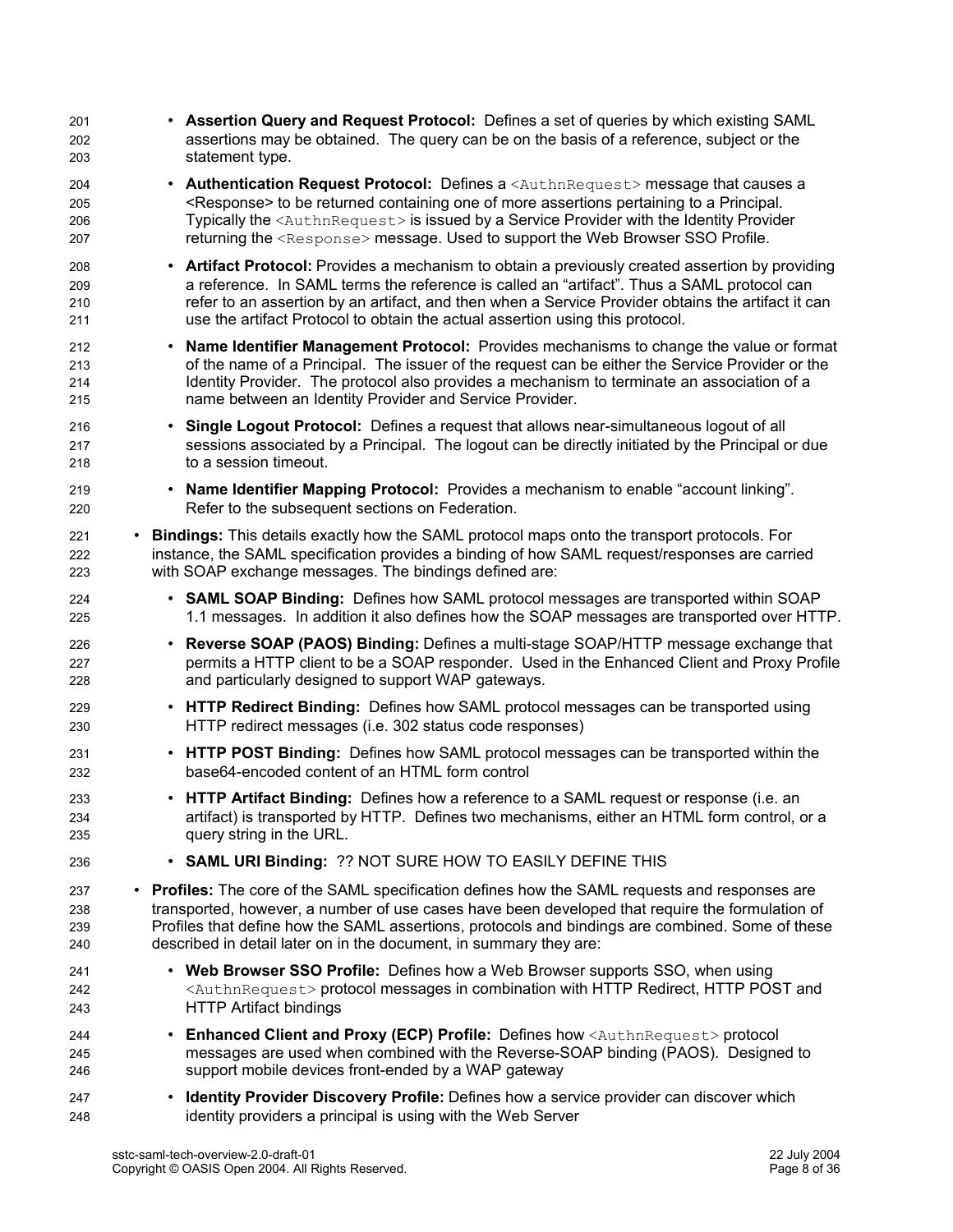- **Assertion Query and Request Protocol:** Defines a set of queries by which existing SAML assertions may be obtained. The query can be on the basis of a reference, subject or the statement type.
- **Authentication Request Protocol:** Defines a `<AuthnRequest>` message that causes a <Response> to be returned containing one of more assertions pertaining to a Principal. Typically the `<AuthnRequest>` is issued by a Service Provider with the Identity Provider returning the `<Response>` message. Used to support the Web Browser SSO Profile.
- **Artifact Protocol:** Provides a mechanism to obtain a previously created assertion by providing a reference. In SAML terms the reference is called an "artifact". Thus a SAML protocol can refer to an assertion by an artifact, and then when a Service Provider obtains the artifact it can use the artifact Protocol to obtain the actual assertion using this protocol.
- **Name Identifier Management Protocol:** Provides mechanisms to change the value or format of the name of a Principal. The issuer of the request can be either the Service Provider or the Identity Provider. The protocol also provides a mechanism to terminate an association of a name between an Identity Provider and Service Provider.
- **Single Logout Protocol:** Defines a request that allows near-simultaneous logout of all sessions associated by a Principal. The logout can be directly initiated by the Principal or due to a session timeout.
- **Name Identifier Mapping Protocol:** Provides a mechanism to enable "account linking". Refer to the subsequent sections on Federation.

- **Bindings:** This details exactly how the SAML protocol maps onto the transport protocols. For instance, the SAML specification provides a binding of how SAML request/responses are carried with SOAP exchange messages. The bindings defined are:
  - **SAML SOAP Binding:** Defines how SAML protocol messages are transported within SOAP 1.1 messages. In addition it also defines how the SOAP messages are transported over HTTP.
  - **Reverse SOAP (PAOS) Binding:** Defines a multi-stage SOAP/HTTP message exchange that permits a HTTP client to be a SOAP responder. Used in the Enhanced Client and Proxy Profile and particularly designed to support WAP gateways.
  - **HTTP Redirect Binding:** Defines how SAML protocol messages can be transported using HTTP redirect messages (i.e. 302 status code responses)
  - **HTTP POST Binding:** Defines how SAML protocol messages can be transported within the base64-encoded content of an HTML form control
  - **HTTP Artifact Binding:** Defines how a reference to a SAML request or response (i.e. an artifact) is transported by HTTP. Defines two mechanisms, either an HTML form control, or a query string in the URL.
  - **SAML URI Binding:** ?? NOT SURE HOW TO EASILY DEFINE THIS

- **Profiles:** The core of the SAML specification defines how the SAML requests and responses are transported, however, a number of use cases have been developed that require the formulation of Profiles that define how the SAML assertions, protocols and bindings are combined. Some of these described in detail later on in the document, in summary they are:
  - **Web Browser SSO Profile:** Defines how a Web Browser supports SSO, when using `<AuthnRequest>` protocol messages in combination with HTTP Redirect, HTTP POST and HTTP Artifact bindings
  - **Enhanced Client and Proxy (ECP) Profile:** Defines how `<AuthnRequest>` protocol messages are used when combined with the Reverse-SOAP binding (PAOS). Designed to support mobile devices front-ended by a WAP gateway
  - **Identity Provider Discovery Profile:** Defines how a service provider can discover which identity providers a principal is using with the Web Server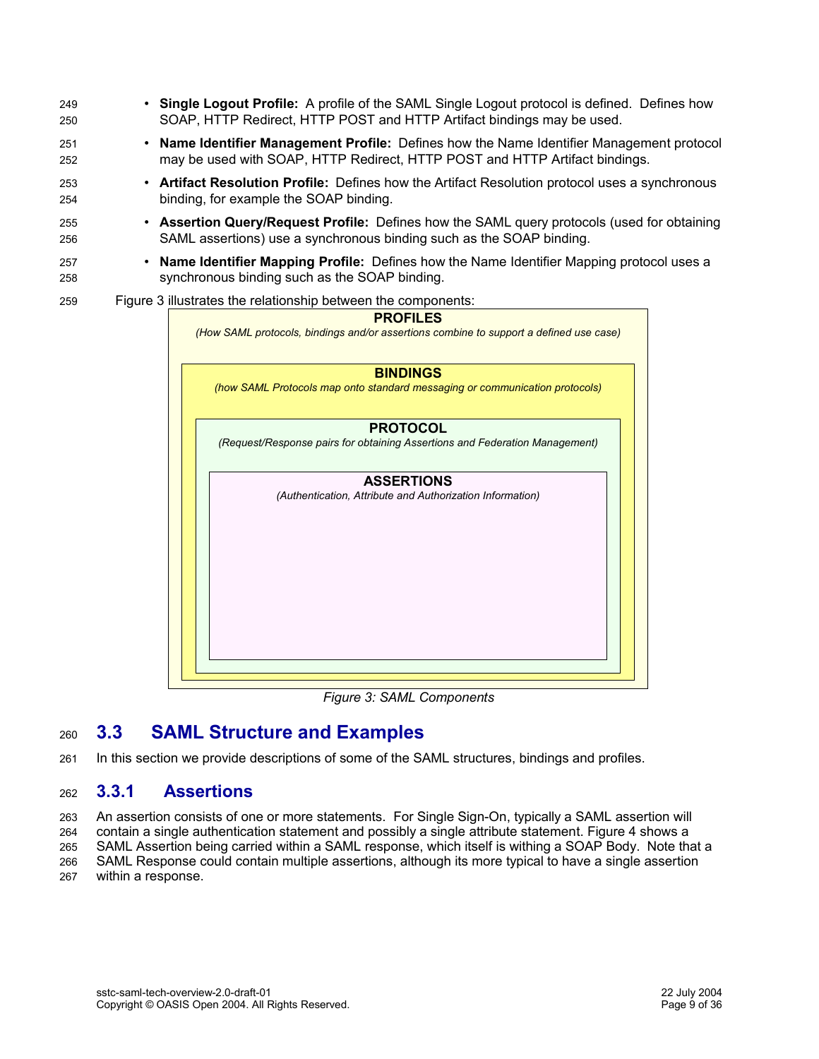- **Single Logout Profile:** A profile of the SAML Single Logout protocol is defined. Defines how SOAP, HTTP Redirect, HTTP POST and HTTP Artifact bindings may be used.
- **Name Identifier Management Profile:** Defines how the Name Identifier Management protocol may be used with SOAP, HTTP Redirect, HTTP POST and HTTP Artifact bindings.
- **Artifact Resolution Profile:** Defines how the Artifact Resolution protocol uses a synchronous binding, for example the SOAP binding.
- **Assertion Query/Request Profile:** Defines how the SAML query protocols (used for obtaining SAML assertions) use a synchronous binding such as the SOAP binding.
- **Name Identifier Mapping Profile:** Defines how the Name Identifier Mapping protocol uses a synchronous binding such as the SOAP binding.

Figure 3 illustrates the relationship between the components:

**PROFILES**
*(How SAML protocols, bindings and/or assertions combine to support a defined use case)*

**BINDINGS**
*(how SAML Protocols map onto standard messaging or communication protocols)*

**PROTOCOL**
*(Request/Response pairs for obtaining Assertions and Federation Management)*

**ASSERTIONS**
*(Authentication, Attribute and Authorization Information)*

*Figure 3: SAML Components*

## 3.3 SAML Structure and Examples

In this section we provide descriptions of some of the SAML structures, bindings and profiles.

### 3.3.1 Assertions

An assertion consists of one or more statements. For Single Sign-On, typically a SAML assertion will contain a single authentication statement and possibly a single attribute statement. Figure 4 shows a SAML Assertion being carried within a SAML response, which itself is withing a SOAP Body. Note that a SAML Response could contain multiple assertions, although its more typical to have a single assertion within a response.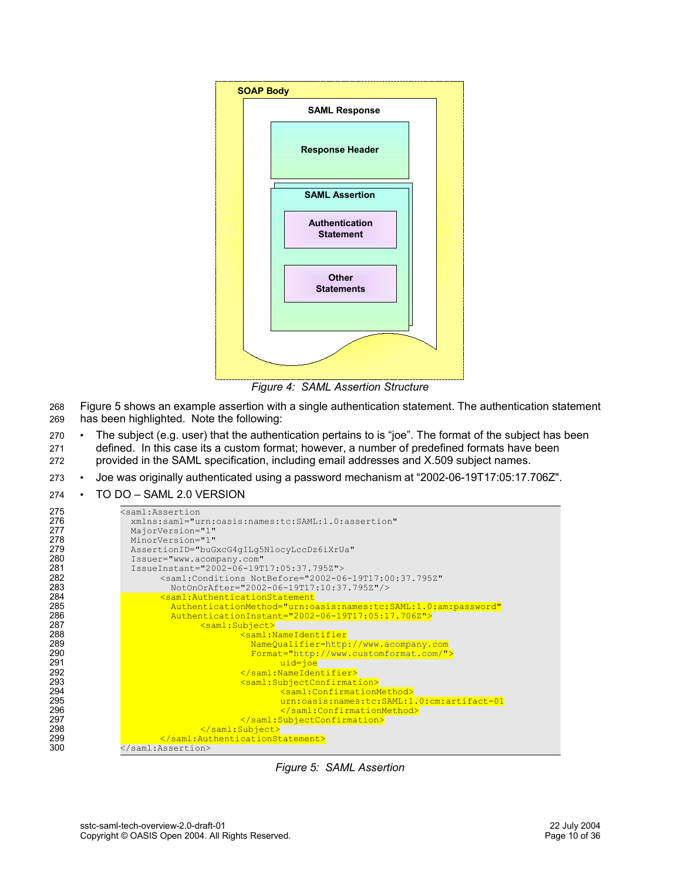Figure 4: SAML Assertion Structure

Figure 5 shows an example assertion with a single authentication statement. The authentication statement has been highlighted. Note the following:

- The subject (e.g. user) that the authentication pertains to is "joe". The format of the subject has been defined. In this case its a custom format; however, a number of predefined formats have been provided in the SAML specification, including email addresses and X.509 subject names.
- Joe was originally authenticated using a password mechanism at "2002-06-19T17:05:17.706Z".
- TO DO – SAML 2.0 VERSION

```
<saml:Assertion
  xmlns:saml="urn:oasis:names:tc:SAML:1.0:assertion"
  MajorVersion="1"
  MinorVersion="1"
  AssertionID="buGxcG4gILg5NlocyLccDz6iXrUa"
  Issuer="www.acompany.com"
  IssueInstant="2002-06-19T17:05:37.795Z">
       <saml:Conditions NotBefore="2002-06-19T17:00:37.795Z"
         NotOnOrAfter="2002-06-19T17:10:37.795Z"/>
       <saml:AuthenticationStatement
         AuthenticationMethod="urn:oasis:names:tc:SAML:1.0:am:password"
         AuthenticationInstant="2002-06-19T17:05:17.706Z">
              <saml:Subject>
                     <saml:NameIdentifier
                       NameQualifier=http://www.acompany.com
                       Format="http://www.customformat.com/">
                            uid=joe
                     </saml:NameIdentifier>
                     <saml:SubjectConfirmation>
                            <saml:ConfirmationMethod>
                            urn:oasis:names:tc:SAML:1.0:cm:artifact-01
                            </saml:ConfirmationMethod>
                     </saml:SubjectConfirmation>
              </saml:Subject>
       </saml:AuthenticationStatement>
</saml:Assertion>
```

Figure 5: SAML Assertion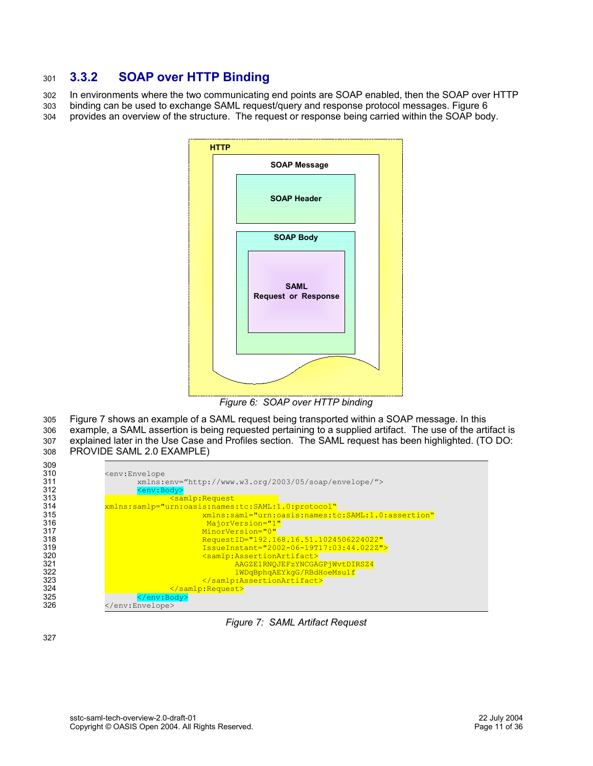### 3.3.2 SOAP over HTTP Binding

In environments where the two communicating end points are SOAP enabled, then the SOAP over HTTP binding can be used to exchange SAML request/query and response protocol messages. Figure 6 provides an overview of the structure. The request or response being carried within the SOAP body.

*Figure 6: SOAP over HTTP binding*

Figure 7 shows an example of a SAML request being transported within a SOAP message. In this example, a SAML assertion is being requested pertaining to a supplied artifact. The use of the artifact is explained later in the Use Case and Profiles section. The SAML request has been highlighted. (TO DO: PROVIDE SAML 2.0 EXAMPLE)

```
<env:Envelope
       xmlns:env="http://www.w3.org/2003/05/soap/envelope/">
       <env:Body>
              <samlp:Request
xmlns:samlp="urn:oasis:names:tc:SAML:1.0:protocol"
                     xmlns:saml="urn:oasis:names:tc:SAML:1.0:assertion"
                      MajorVersion="1"
                     MinorVersion="0"
                     RequestID="192.168.16.51.1024506224022"
                     IssueInstant="2002-06-19T17:03:44.022Z">
                     <samlp:AssertionArtifact>
                            AAGZE1RNQJEFzYNCGAGPjWvtDIRSZ4
                            lWDqBphqAEYkgG/RBdHoeMsulf
                     </samlp:AssertionArtifact>
              </samlp:Request>
       </env:Body>
</env:Envelope>
```

*Figure 7: SAML Artifact Request*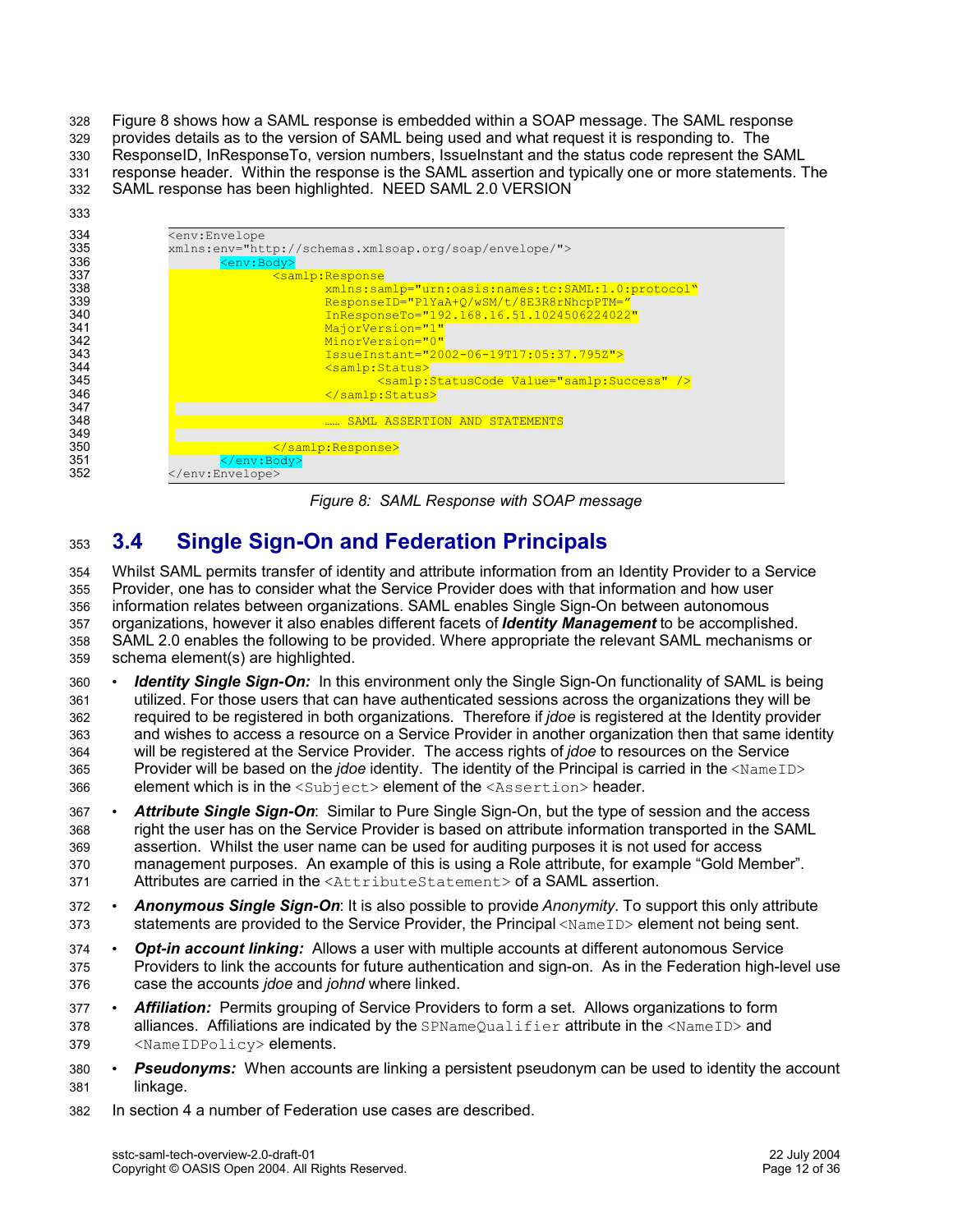Figure 8 shows how a SAML response is embedded within a SOAP message. The SAML response provides details as to the version of SAML being used and what request it is responding to. The ResponseID, InResponseTo, version numbers, IssueInstant and the status code represent the SAML response header. Within the response is the SAML assertion and typically one or more statements. The SAML response has been highlighted. NEED SAML 2.0 VERSION

```
<env:Envelope
xmlns:env="http://schemas.xmlsoap.org/soap/envelope/">
        <env:Body>
                <samlp:Response
                        xmlns:samlp="urn:oasis:names:tc:SAML:1.0:protocol"
                        ResponseID="P1YaA+Q/wSM/t/8E3R8rNhcpPTM="
                        InResponseTo="192.168.16.51.1024506224022"
                        MajorVersion="1"
                        MinorVersion="0"
                        IssueInstant="2002-06-19T17:05:37.795Z">
                        <samlp:Status>
                                <samlp:StatusCode Value="samlp:Success" />
                        </samlp:Status>

                        …… SAML ASSERTION AND STATEMENTS

                </samlp:Response>
        </env:Body>
</env:Envelope>
```

*Figure 8: SAML Response with SOAP message*

## 3.4 Single Sign-On and Federation Principals

Whilst SAML permits transfer of identity and attribute information from an Identity Provider to a Service Provider, one has to consider what the Service Provider does with that information and how user information relates between organizations. SAML enables Single Sign-On between autonomous organizations, however it also enables different facets of ***Identity Management*** to be accomplished. SAML 2.0 enables the following to be provided. Where appropriate the relevant SAML mechanisms or schema element(s) are highlighted.

- ***Identity Single Sign-On:*** In this environment only the Single Sign-On functionality of SAML is being utilized. For those users that can have authenticated sessions across the organizations they will be required to be registered in both organizations. Therefore if *jdoe* is registered at the Identity provider and wishes to access a resource on a Service Provider in another organization then that same identity will be registered at the Service Provider. The access rights of *jdoe* to resources on the Service Provider will be based on the *jdoe* identity. The identity of the Principal is carried in the `<NameID>` element which is in the `<Subject>` element of the `<Assertion>` header.
- ***Attribute Single Sign-On***: Similar to Pure Single Sign-On, but the type of session and the access right the user has on the Service Provider is based on attribute information transported in the SAML assertion. Whilst the user name can be used for auditing purposes it is not used for access management purposes. An example of this is using a Role attribute, for example "Gold Member". Attributes are carried in the `<AttributeStatement>` of a SAML assertion.
- ***Anonymous Single Sign-On***: It is also possible to provide *Anonymity*. To support this only attribute statements are provided to the Service Provider, the Principal `<NameID>` element not being sent.
- ***Opt-in account linking:*** Allows a user with multiple accounts at different autonomous Service Providers to link the accounts for future authentication and sign-on. As in the Federation high-level use case the accounts *jdoe* and *johnd* where linked.
- ***Affiliation:*** Permits grouping of Service Providers to form a set. Allows organizations to form alliances. Affiliations are indicated by the `SPNameQualifier` attribute in the `<NameID>` and `<NameIDPolicy>` elements.
- ***Pseudonyms:*** When accounts are linking a persistent pseudonym can be used to identity the account linkage.

In section 4 a number of Federation use cases are described.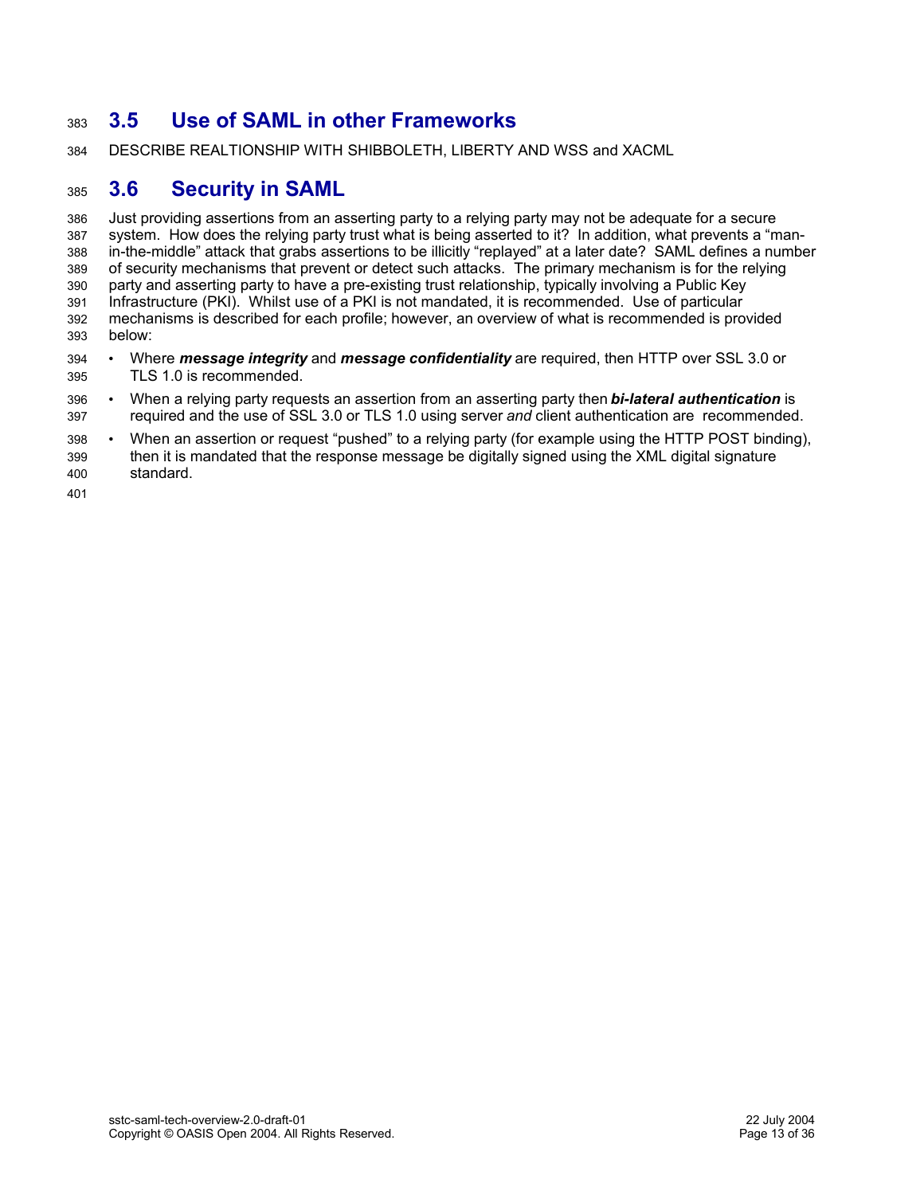## 3.5 Use of SAML in other Frameworks

DESCRIBE REALTIONSHIP WITH SHIBBOLETH, LIBERTY AND WSS and XACML

## 3.6 Security in SAML

Just providing assertions from an asserting party to a relying party may not be adequate for a secure system. How does the relying party trust what is being asserted to it? In addition, what prevents a "man-in-the-middle" attack that grabs assertions to be illicitly "replayed" at a later date? SAML defines a number of security mechanisms that prevent or detect such attacks. The primary mechanism is for the relying party and asserting party to have a pre-existing trust relationship, typically involving a Public Key Infrastructure (PKI). Whilst use of a PKI is not mandated, it is recommended. Use of particular mechanisms is described for each profile; however, an overview of what is recommended is provided below:

- Where ***message integrity*** and ***message confidentiality*** are required, then HTTP over SSL 3.0 or TLS 1.0 is recommended.
- When a relying party requests an assertion from an asserting party then ***bi-lateral authentication*** is required and the use of SSL 3.0 or TLS 1.0 using server *and* client authentication are recommended.
- When an assertion or request "pushed" to a relying party (for example using the HTTP POST binding), then it is mandated that the response message be digitally signed using the XML digital signature standard.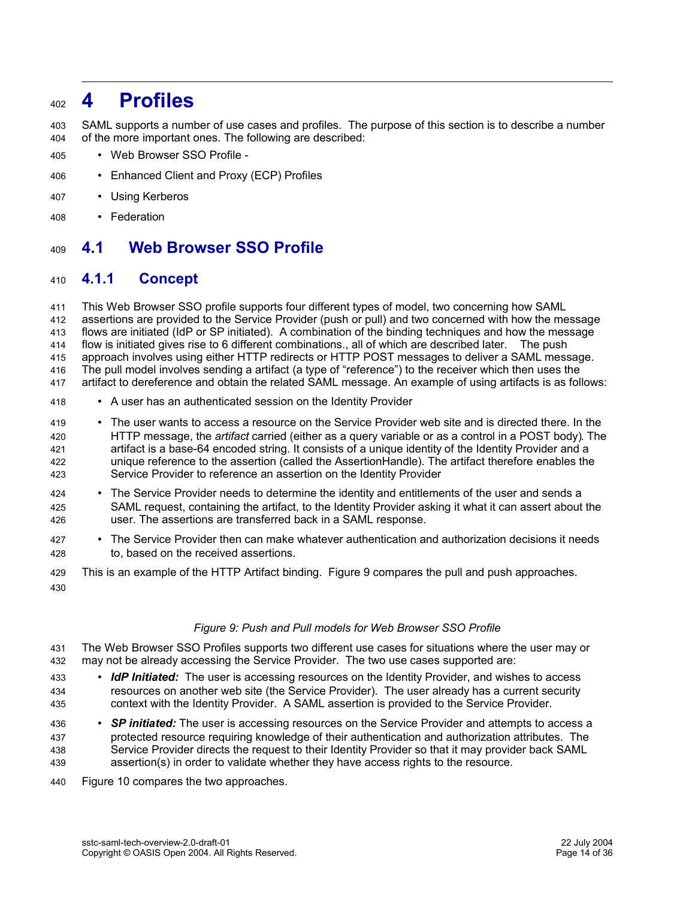# 4 Profiles

SAML supports a number of use cases and profiles. The purpose of this section is to describe a number of the more important ones. The following are described:

- Web Browser SSO Profile -
- Enhanced Client and Proxy (ECP) Profiles
- Using Kerberos
- Federation

## 4.1 Web Browser SSO Profile

### 4.1.1 Concept

This Web Browser SSO profile supports four different types of model, two concerning how SAML assertions are provided to the Service Provider (push or pull) and two concerned with how the message flows are initiated (IdP or SP initiated). A combination of the binding techniques and how the message flow is initiated gives rise to 6 different combinations., all of which are described later. The push approach involves using either HTTP redirects or HTTP POST messages to deliver a SAML message. The pull model involves sending a artifact (a type of "reference") to the receiver which then uses the artifact to dereference and obtain the related SAML message. An example of using artifacts is as follows:

- A user has an authenticated session on the Identity Provider
- The user wants to access a resource on the Service Provider web site and is directed there. In the HTTP message, the *artifact* carried (either as a query variable or as a control in a POST body). The artifact is a base-64 encoded string. It consists of a unique identity of the Identity Provider and a unique reference to the assertion (called the AssertionHandle). The artifact therefore enables the Service Provider to reference an assertion on the Identity Provider
- The Service Provider needs to determine the identity and entitlements of the user and sends a SAML request, containing the artifact, to the Identity Provider asking it what it can assert about the user. The assertions are transferred back in a SAML response.
- The Service Provider then can make whatever authentication and authorization decisions it needs to, based on the received assertions.

This is an example of the HTTP Artifact binding. Figure 9 compares the pull and push approaches.

*Figure 9: Push and Pull models for Web Browser SSO Profile*

The Web Browser SSO Profiles supports two different use cases for situations where the user may or may not be already accessing the Service Provider. The two use cases supported are:

- ***IdP Initiated:*** The user is accessing resources on the Identity Provider, and wishes to access resources on another web site (the Service Provider). The user already has a current security context with the Identity Provider. A SAML assertion is provided to the Service Provider.
- ***SP initiated:*** The user is accessing resources on the Service Provider and attempts to access a protected resource requiring knowledge of their authentication and authorization attributes. The Service Provider directs the request to their Identity Provider so that it may provider back SAML assertion(s) in order to validate whether they have access rights to the resource.

Figure 10 compares the two approaches.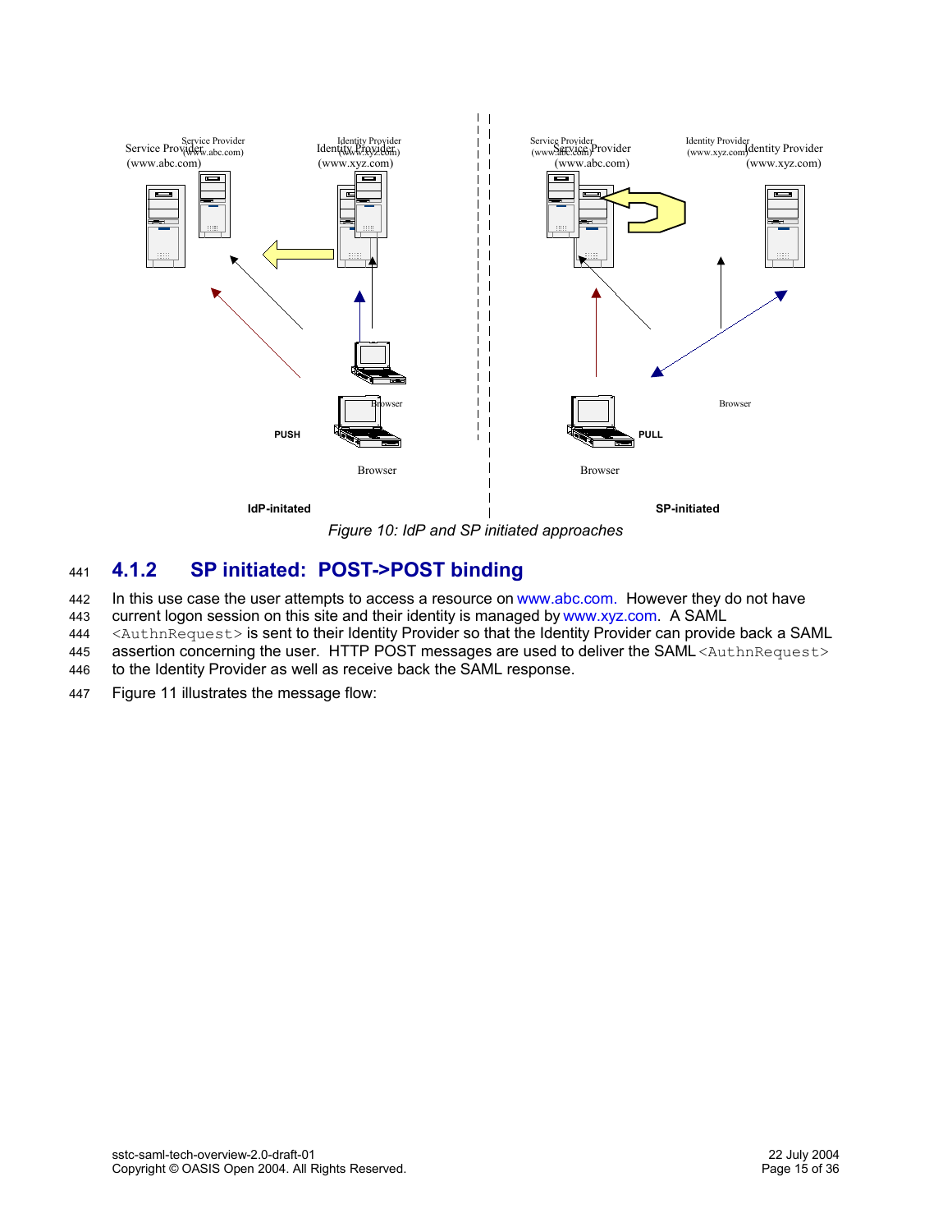Figure 10: IdP and SP initiated approaches

## 4.1.2 SP initiated: POST->POST binding

In this use case the user attempts to access a resource on www.abc.com. However they do not have current logon session on this site and their identity is managed by www.xyz.com. A SAML `<AuthnRequest>` is sent to their Identity Provider so that the Identity Provider can provide back a SAML assertion concerning the user. HTTP POST messages are used to deliver the SAML `<AuthnRequest>` to the Identity Provider as well as receive back the SAML response.

Figure 11 illustrates the message flow: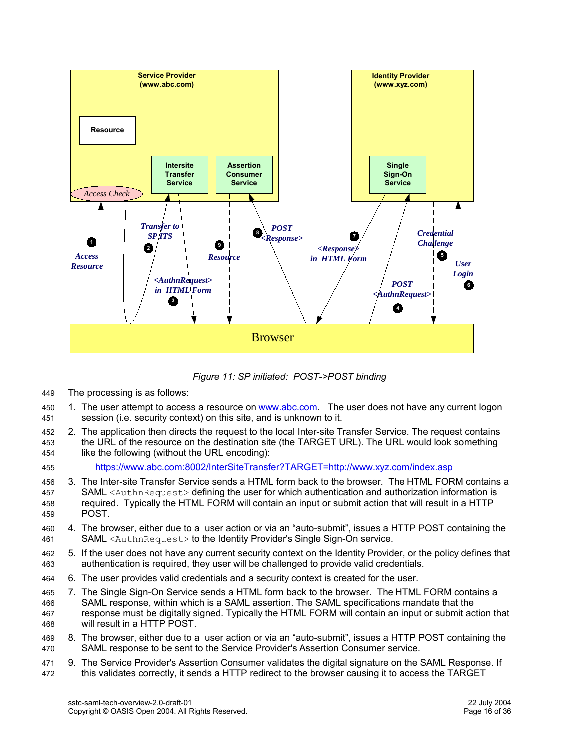Figure 11: SP initiated: POST->POST binding

The processing is as follows:

1. The user attempt to access a resource on www.abc.com. The user does not have any current logon session (i.e. security context) on this site, and is unknown to it.
2. The application then directs the request to the local Inter-site Transfer Service. The request contains the URL of the resource on the destination site (the TARGET URL). The URL would look something like the following (without the URL encoding):

   https://www.abc.com:8002/InterSiteTransfer?TARGET=http://www.xyz.com/index.asp

3. The Inter-site Transfer Service sends a HTML form back to the browser. The HTML FORM contains a SAML `<AuthnRequest>` defining the user for which authentication and authorization information is required. Typically the HTML FORM will contain an input or submit action that will result in a HTTP POST.
4. The browser, either due to a user action or via an “auto-submit”, issues a HTTP POST containing the SAML `<AuthnRequest>` to the Identity Provider's Single Sign-On service.
5. If the user does not have any current security context on the Identity Provider, or the policy defines that authentication is required, they user will be challenged to provide valid credentials.
6. The user provides valid credentials and a security context is created for the user.
7. The Single Sign-On Service sends a HTML form back to the browser. The HTML FORM contains a SAML response, within which is a SAML assertion. The SAML specifications mandate that the response must be digitally signed. Typically the HTML FORM will contain an input or submit action that will result in a HTTP POST.
8. The browser, either due to a user action or via an “auto-submit”, issues a HTTP POST containing the SAML response to be sent to the Service Provider's Assertion Consumer service.
9. The Service Provider's Assertion Consumer validates the digital signature on the SAML Response. If this validates correctly, it sends a HTTP redirect to the browser causing it to access the TARGET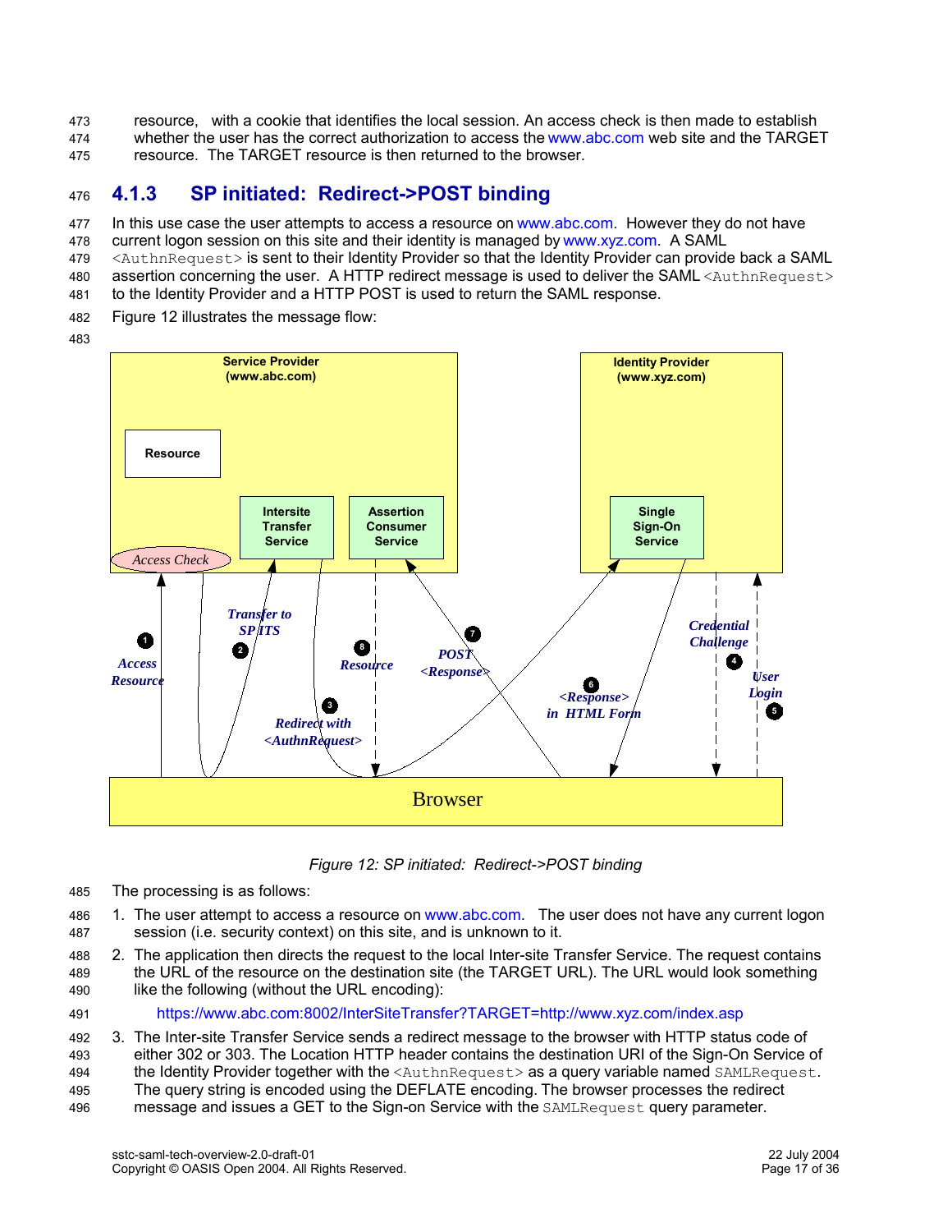resource, with a cookie that identifies the local session. An access check is then made to establish whether the user has the correct authorization to access the www.abc.com web site and the TARGET resource. The TARGET resource is then returned to the browser.

### 4.1.3 SP initiated: Redirect->POST binding

In this use case the user attempts to access a resource on www.abc.com. However they do not have current logon session on this site and their identity is managed by www.xyz.com. A SAML `<AuthnRequest>` is sent to their Identity Provider so that the Identity Provider can provide back a SAML assertion concerning the user. A HTTP redirect message is used to deliver the SAML `<AuthnRequest>` to the Identity Provider and a HTTP POST is used to return the SAML response.

Figure 12 illustrates the message flow:

*Figure 12: SP initiated: Redirect->POST binding*

The processing is as follows:

1. The user attempt to access a resource on www.abc.com. The user does not have any current logon session (i.e. security context) on this site, and is unknown to it.
2. The application then directs the request to the local Inter-site Transfer Service. The request contains the URL of the resource on the destination site (the TARGET URL). The URL would look something like the following (without the URL encoding):

   https://www.abc.com:8002/InterSiteTransfer?TARGET=http://www.xyz.com/index.asp

3. The Inter-site Transfer Service sends a redirect message to the browser with HTTP status code of either 302 or 303. The Location HTTP header contains the destination URI of the Sign-On Service of the Identity Provider together with the `<AuthnRequest>` as a query variable named `SAMLRequest`. The query string is encoded using the DEFLATE encoding. The browser processes the redirect message and issues a GET to the Sign-on Service with the `SAMLRequest` query parameter.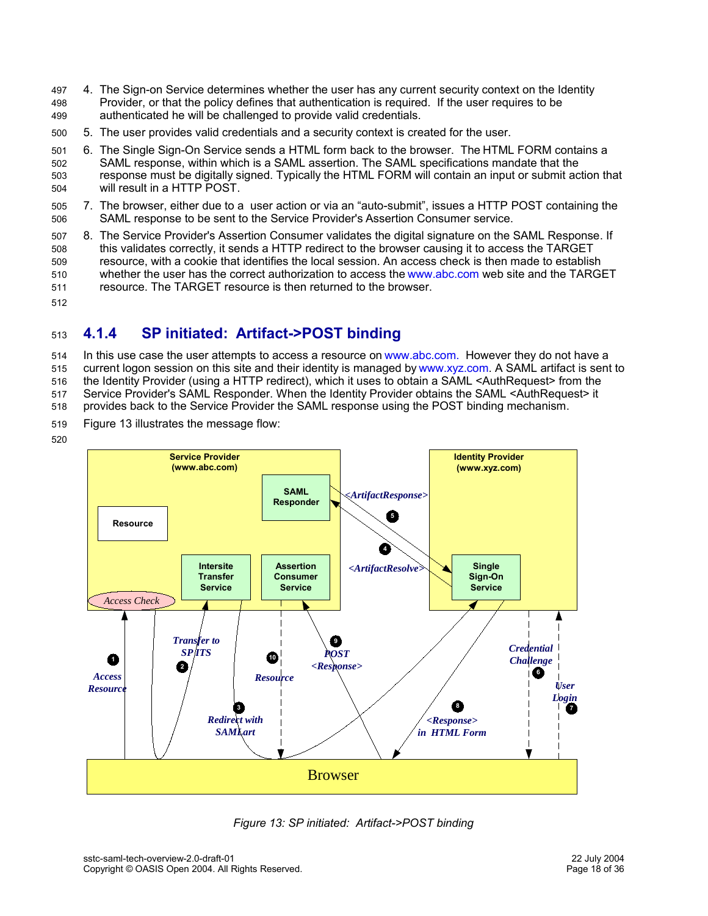4. The Sign-on Service determines whether the user has any current security context on the Identity Provider, or that the policy defines that authentication is required. If the user requires to be authenticated he will be challenged to provide valid credentials.
5. The user provides valid credentials and a security context is created for the user.
6. The Single Sign-On Service sends a HTML form back to the browser. The HTML FORM contains a SAML response, within which is a SAML assertion. The SAML specifications mandate that the response must be digitally signed. Typically the HTML FORM will contain an input or submit action that will result in a HTTP POST.
7. The browser, either due to a user action or via an "auto-submit", issues a HTTP POST containing the SAML response to be sent to the Service Provider's Assertion Consumer service.
8. The Service Provider's Assertion Consumer validates the digital signature on the SAML Response. If this validates correctly, it sends a HTTP redirect to the browser causing it to access the TARGET resource, with a cookie that identifies the local session. An access check is then made to establish whether the user has the correct authorization to access the www.abc.com web site and the TARGET resource. The TARGET resource is then returned to the browser.

### 4.1.4 SP initiated: Artifact->POST binding

In this use case the user attempts to access a resource on www.abc.com. However they do not have a current logon session on this site and their identity is managed by www.xyz.com. A SAML artifact is sent to the Identity Provider (using a HTTP redirect), which it uses to obtain a SAML <AuthRequest> from the Service Provider's SAML Responder. When the Identity Provider obtains the SAML <AuthRequest> it provides back to the Service Provider the SAML response using the POST binding mechanism.

Figure 13 illustrates the message flow:

*Figure 13: SP initiated: Artifact->POST binding*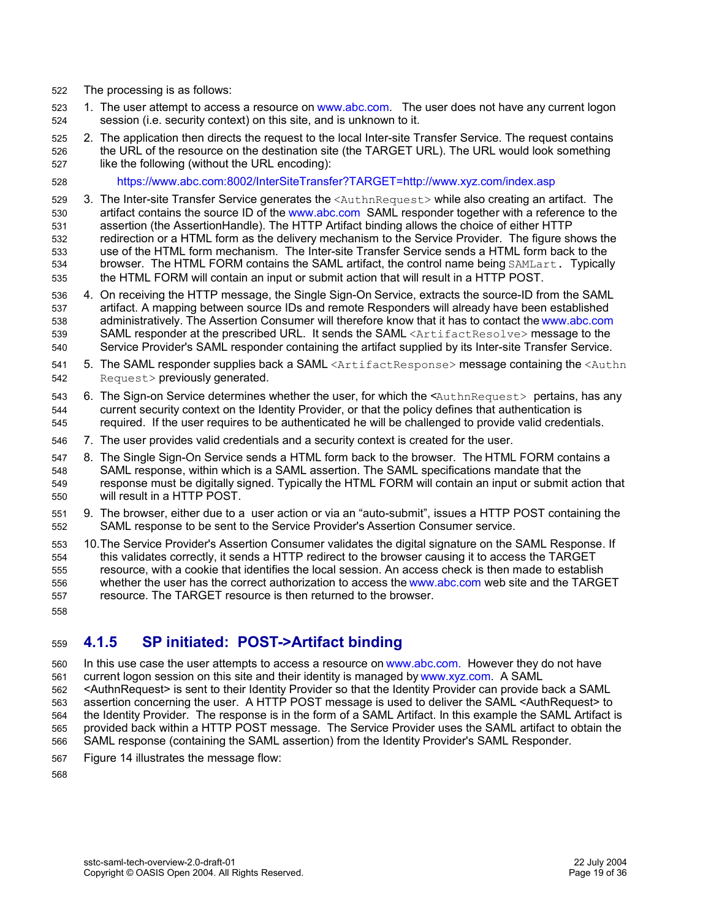The processing is as follows:

1. The user attempt to access a resource on www.abc.com. The user does not have any current logon session (i.e. security context) on this site, and is unknown to it.
2. The application then directs the request to the local Inter-site Transfer Service. The request contains the URL of the resource on the destination site (the TARGET URL). The URL would look something like the following (without the URL encoding):

   https://www.abc.com:8002/InterSiteTransfer?TARGET=http://www.xyz.com/index.asp

3. The Inter-site Transfer Service generates the `<AuthnRequest>` while also creating an artifact. The artifact contains the source ID of the www.abc.com SAML responder together with a reference to the assertion (the AssertionHandle). The HTTP Artifact binding allows the choice of either HTTP redirection or a HTML form as the delivery mechanism to the Service Provider. The figure shows the use of the HTML form mechanism. The Inter-site Transfer Service sends a HTML form back to the browser. The HTML FORM contains the SAML artifact, the control name being `SAMLart`. Typically the HTML FORM will contain an input or submit action that will result in a HTTP POST.
4. On receiving the HTTP message, the Single Sign-On Service, extracts the source-ID from the SAML artifact. A mapping between source IDs and remote Responders will already have been established administratively. The Assertion Consumer will therefore know that it has to contact the www.abc.com SAML responder at the prescribed URL. It sends the SAML `<ArtifactResolve>` message to the Service Provider's SAML responder containing the artifact supplied by its Inter-site Transfer Service.
5. The SAML responder supplies back a SAML `<ArtifactResponse>` message containing the `<AuthnRequest>` previously generated.
6. The Sign-on Service determines whether the user, for which the `<AuthnRequest>` pertains, has any current security context on the Identity Provider, or that the policy defines that authentication is required. If the user requires to be authenticated he will be challenged to provide valid credentials.
7. The user provides valid credentials and a security context is created for the user.
8. The Single Sign-On Service sends a HTML form back to the browser. The HTML FORM contains a SAML response, within which is a SAML assertion. The SAML specifications mandate that the response must be digitally signed. Typically the HTML FORM will contain an input or submit action that will result in a HTTP POST.
9. The browser, either due to a user action or via an "auto-submit", issues a HTTP POST containing the SAML response to be sent to the Service Provider's Assertion Consumer service.
10. The Service Provider's Assertion Consumer validates the digital signature on the SAML Response. If this validates correctly, it sends a HTTP redirect to the browser causing it to access the TARGET resource, with a cookie that identifies the local session. An access check is then made to establish whether the user has the correct authorization to access the www.abc.com web site and the TARGET resource. The TARGET resource is then returned to the browser.

### 4.1.5 SP initiated: POST->Artifact binding

In this use case the user attempts to access a resource on www.abc.com. However they do not have current logon session on this site and their identity is managed by www.xyz.com. A SAML <AuthnRequest> is sent to their Identity Provider so that the Identity Provider can provide back a SAML assertion concerning the user. A HTTP POST message is used to deliver the SAML <AuthnRequest> to the Identity Provider. The response is in the form of a SAML Artifact. In this example the SAML Artifact is provided back within a HTTP POST message. The Service Provider uses the SAML artifact to obtain the SAML response (containing the SAML assertion) from the Identity Provider's SAML Responder.

Figure 14 illustrates the message flow: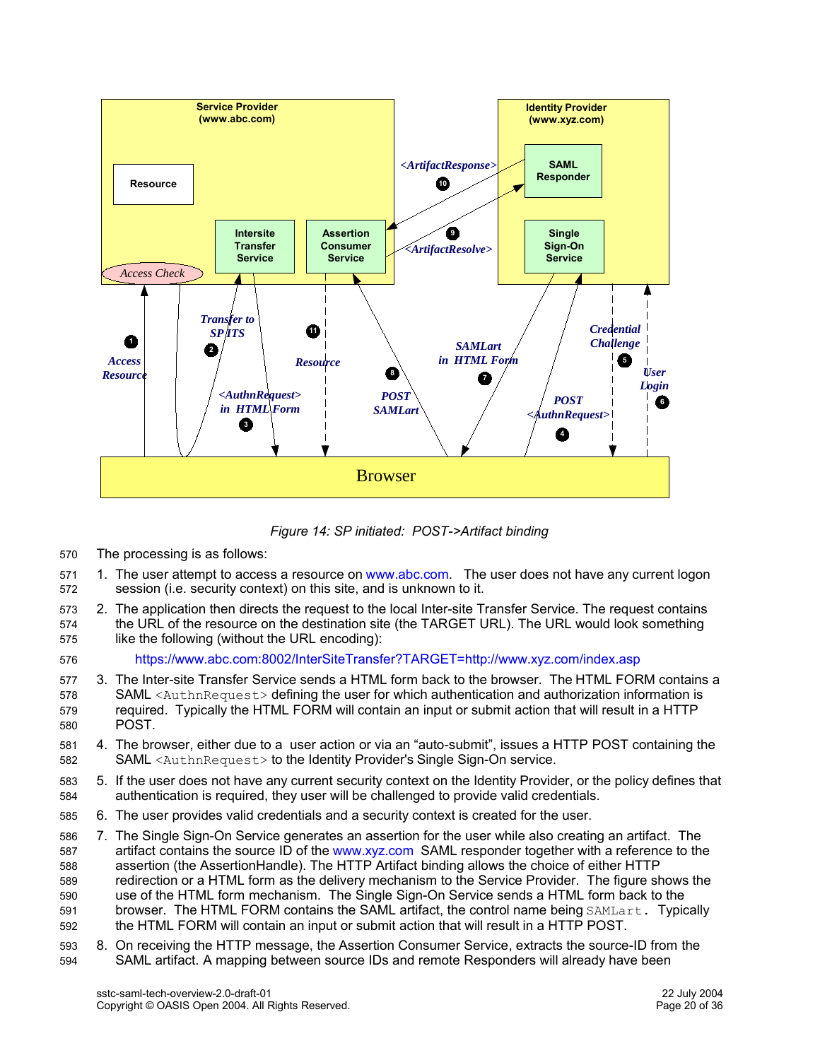Figure 14: SP initiated: POST->Artifact binding

The processing is as follows:

1. The user attempt to access a resource on www.abc.com. The user does not have any current logon session (i.e. security context) on this site, and is unknown to it.
2. The application then directs the request to the local Inter-site Transfer Service. The request contains the URL of the resource on the destination site (the TARGET URL). The URL would look something like the following (without the URL encoding):

   https://www.abc.com:8002/InterSiteTransfer?TARGET=http://www.xyz.com/index.asp

3. The Inter-site Transfer Service sends a HTML form back to the browser. The HTML FORM contains a SAML `<AuthnRequest>` defining the user for which authentication and authorization information is required. Typically the HTML FORM will contain an input or submit action that will result in a HTTP POST.
4. The browser, either due to a user action or via an "auto-submit", issues a HTTP POST containing the SAML `<AuthnRequest>` to the Identity Provider's Single Sign-On service.
5. If the user does not have any current security context on the Identity Provider, or the policy defines that authentication is required, they user will be challenged to provide valid credentials.
6. The user provides valid credentials and a security context is created for the user.
7. The Single Sign-On Service generates an assertion for the user while also creating an artifact. The artifact contains the source ID of the www.xyz.com SAML responder together with a reference to the assertion (the AssertionHandle). The HTTP Artifact binding allows the choice of either HTTP redirection or a HTML form as the delivery mechanism to the Service Provider. The figure shows the use of the HTML form mechanism. The Single Sign-On Service sends a HTML form back to the browser. The HTML FORM contains the SAML artifact, the control name being `SAMLart`. Typically the HTML FORM will contain an input or submit action that will result in a HTTP POST.
8. On receiving the HTTP message, the Assertion Consumer Service, extracts the source-ID from the SAML artifact. A mapping between source IDs and remote Responders will already have been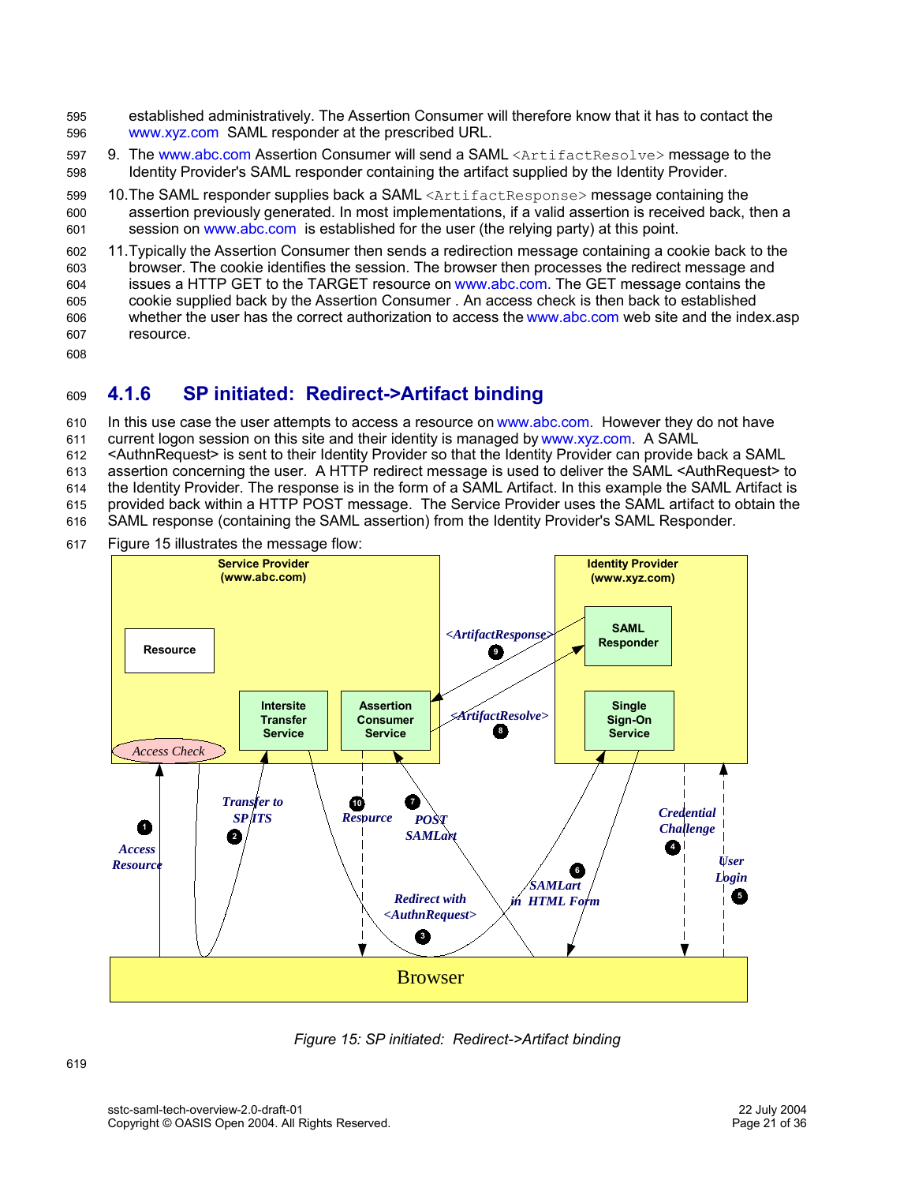established administratively. The Assertion Consumer will therefore know that it has to contact the www.xyz.com SAML responder at the prescribed URL.

9. The www.abc.com Assertion Consumer will send a SAML `<ArtifactResolve>` message to the Identity Provider's SAML responder containing the artifact supplied by the Identity Provider.
10. The SAML responder supplies back a SAML `<ArtifactResponse>` message containing the assertion previously generated. In most implementations, if a valid assertion is received back, then a session on www.abc.com is established for the user (the relying party) at this point.
11. Typically the Assertion Consumer then sends a redirection message containing a cookie back to the browser. The cookie identifies the session. The browser then processes the redirect message and issues a HTTP GET to the TARGET resource on www.abc.com. The GET message contains the cookie supplied back by the Assertion Consumer . An access check is then back to established whether the user has the correct authorization to access the www.abc.com web site and the index.asp resource.

### 4.1.6 SP initiated: Redirect->Artifact binding

In this use case the user attempts to access a resource on www.abc.com. However they do not have current logon session on this site and their identity is managed by www.xyz.com. A SAML <AuthnRequest> is sent to their Identity Provider so that the Identity Provider can provide back a SAML assertion concerning the user. A HTTP redirect message is used to deliver the SAML <AuthRequest> to the Identity Provider. The response is in the form of a SAML Artifact. In this example the SAML Artifact is provided back within a HTTP POST message. The Service Provider uses the SAML artifact to obtain the SAML response (containing the SAML assertion) from the Identity Provider's SAML Responder.

Figure 15 illustrates the message flow:

*Figure 15: SP initiated: Redirect->Artifact binding*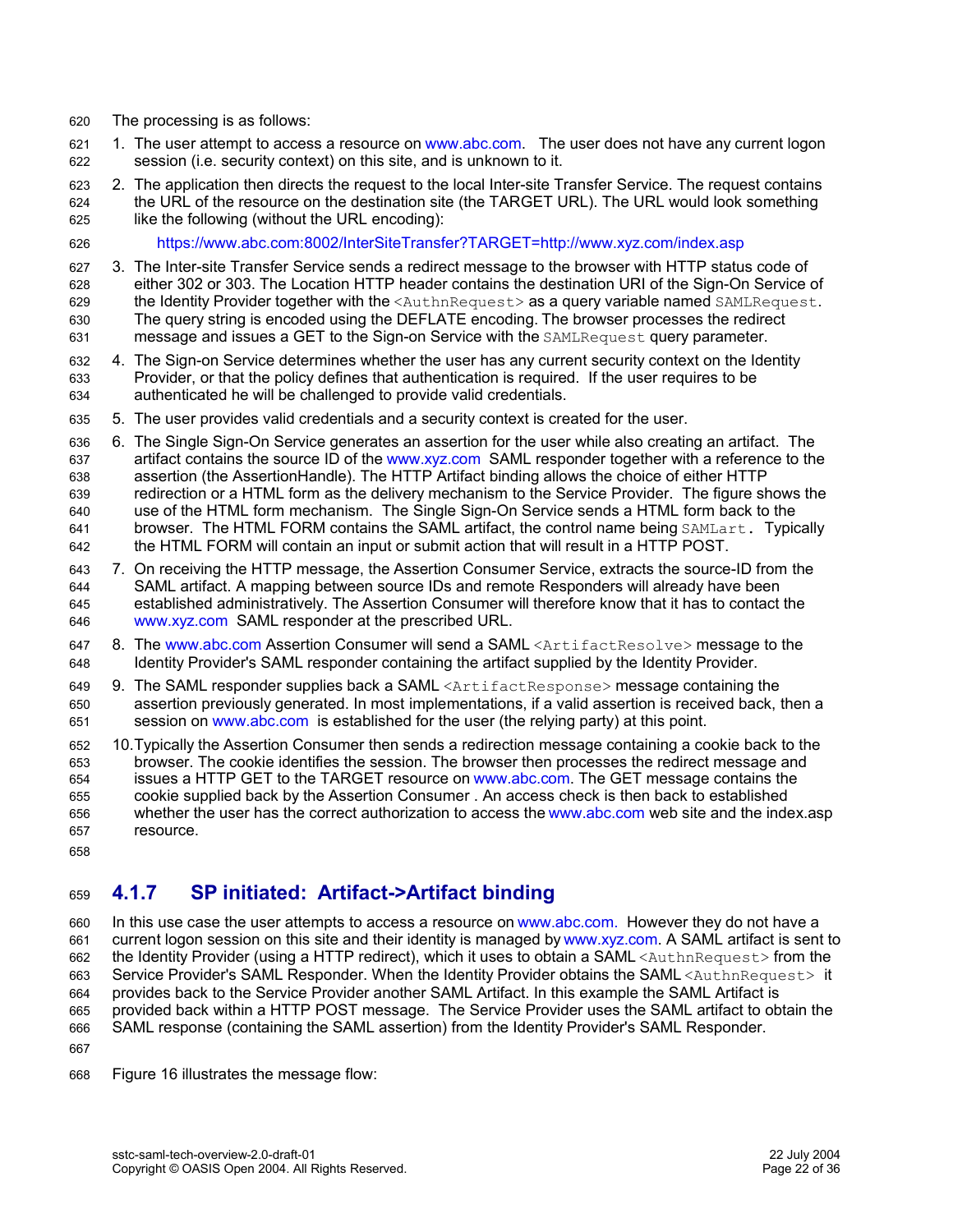The processing is as follows:

1. The user attempt to access a resource on www.abc.com. The user does not have any current logon session (i.e. security context) on this site, and is unknown to it.
2. The application then directs the request to the local Inter-site Transfer Service. The request contains the URL of the resource on the destination site (the TARGET URL). The URL would look something like the following (without the URL encoding):

   https://www.abc.com:8002/InterSiteTransfer?TARGET=http://www.xyz.com/index.asp

3. The Inter-site Transfer Service sends a redirect message to the browser with HTTP status code of either 302 or 303. The Location HTTP header contains the destination URI of the Sign-On Service of the Identity Provider together with the `<AuthnRequest>` as a query variable named `SAMLRequest`. The query string is encoded using the DEFLATE encoding. The browser processes the redirect message and issues a GET to the Sign-on Service with the `SAMLRequest` query parameter.
4. The Sign-on Service determines whether the user has any current security context on the Identity Provider, or that the policy defines that authentication is required. If the user requires to be authenticated he will be challenged to provide valid credentials.
5. The user provides valid credentials and a security context is created for the user.
6. The Single Sign-On Service generates an assertion for the user while also creating an artifact. The artifact contains the source ID of the www.xyz.com SAML responder together with a reference to the assertion (the AssertionHandle). The HTTP Artifact binding allows the choice of either HTTP redirection or a HTML form as the delivery mechanism to the Service Provider. The figure shows the use of the HTML form mechanism. The Single Sign-On Service sends a HTML form back to the browser. The HTML FORM contains the SAML artifact, the control name being `SAMLart`. Typically the HTML FORM will contain an input or submit action that will result in a HTTP POST.
7. On receiving the HTTP message, the Assertion Consumer Service, extracts the source-ID from the SAML artifact. A mapping between source IDs and remote Responders will already have been established administratively. The Assertion Consumer will therefore know that it has to contact the www.xyz.com SAML responder at the prescribed URL.
8. The www.abc.com Assertion Consumer will send a SAML `<ArtifactResolve>` message to the Identity Provider's SAML responder containing the artifact supplied by the Identity Provider.
9. The SAML responder supplies back a SAML `<ArtifactResponse>` message containing the assertion previously generated. In most implementations, if a valid assertion is received back, then a session on www.abc.com is established for the user (the relying party) at this point.
10. Typically the Assertion Consumer then sends a redirection message containing a cookie back to the browser. The cookie identifies the session. The browser then processes the redirect message and issues a HTTP GET to the TARGET resource on www.abc.com. The GET message contains the cookie supplied back by the Assertion Consumer . An access check is then back to established whether the user has the correct authorization to access the www.abc.com web site and the index.asp resource.

### 4.1.7 SP initiated: Artifact->Artifact binding

In this use case the user attempts to access a resource on www.abc.com. However they do not have a current logon session on this site and their identity is managed by www.xyz.com. A SAML artifact is sent to the Identity Provider (using a HTTP redirect), which it uses to obtain a SAML `<AuthnRequest>` from the Service Provider's SAML Responder. When the Identity Provider obtains the SAML `<AuthnRequest>` it provides back to the Service Provider another SAML Artifact. In this example the SAML Artifact is provided back within a HTTP POST message. The Service Provider uses the SAML artifact to obtain the SAML response (containing the SAML assertion) from the Identity Provider's SAML Responder.

Figure 16 illustrates the message flow: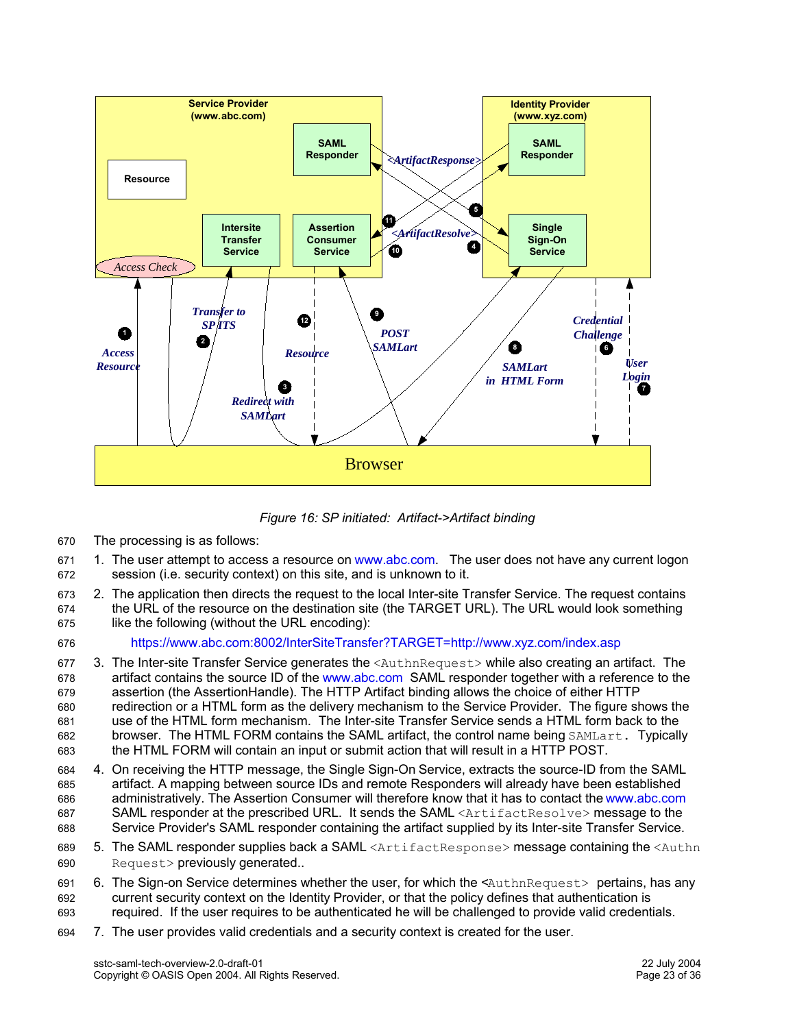Figure 16: SP initiated: Artifact->Artifact binding

The processing is as follows:

1. The user attempt to access a resource on www.abc.com. The user does not have any current logon session (i.e. security context) on this site, and is unknown to it.
2. The application then directs the request to the local Inter-site Transfer Service. The request contains the URL of the resource on the destination site (the TARGET URL). The URL would look something like the following (without the URL encoding):

   https://www.abc.com:8002/InterSiteTransfer?TARGET=http://www.xyz.com/index.asp

3. The Inter-site Transfer Service generates the `<AuthnRequest>` while also creating an artifact. The artifact contains the source ID of the www.abc.com SAML responder together with a reference to the assertion (the AssertionHandle). The HTTP Artifact binding allows the choice of either HTTP redirection or a HTML form as the delivery mechanism to the Service Provider. The figure shows the use of the HTML form mechanism. The Inter-site Transfer Service sends a HTML form back to the browser. The HTML FORM contains the SAML artifact, the control name being `SAMLart.` Typically the HTML FORM will contain an input or submit action that will result in a HTTP POST.
4. On receiving the HTTP message, the Single Sign-On Service, extracts the source-ID from the SAML artifact. A mapping between source IDs and remote Responders will already have been established administratively. The Assertion Consumer will therefore know that it has to contact the www.abc.com SAML responder at the prescribed URL. It sends the SAML `<ArtifactResolve>` message to the Service Provider's SAML responder containing the artifact supplied by its Inter-site Transfer Service.
5. The SAML responder supplies back a SAML `<ArtifactResponse>` message containing the `<AuthnRequest>` previously generated..
6. The Sign-on Service determines whether the user, for which the `<AuthnRequest>` pertains, has any current security context on the Identity Provider, or that the policy defines that authentication is required. If the user requires to be authenticated he will be challenged to provide valid credentials.
7. The user provides valid credentials and a security context is created for the user.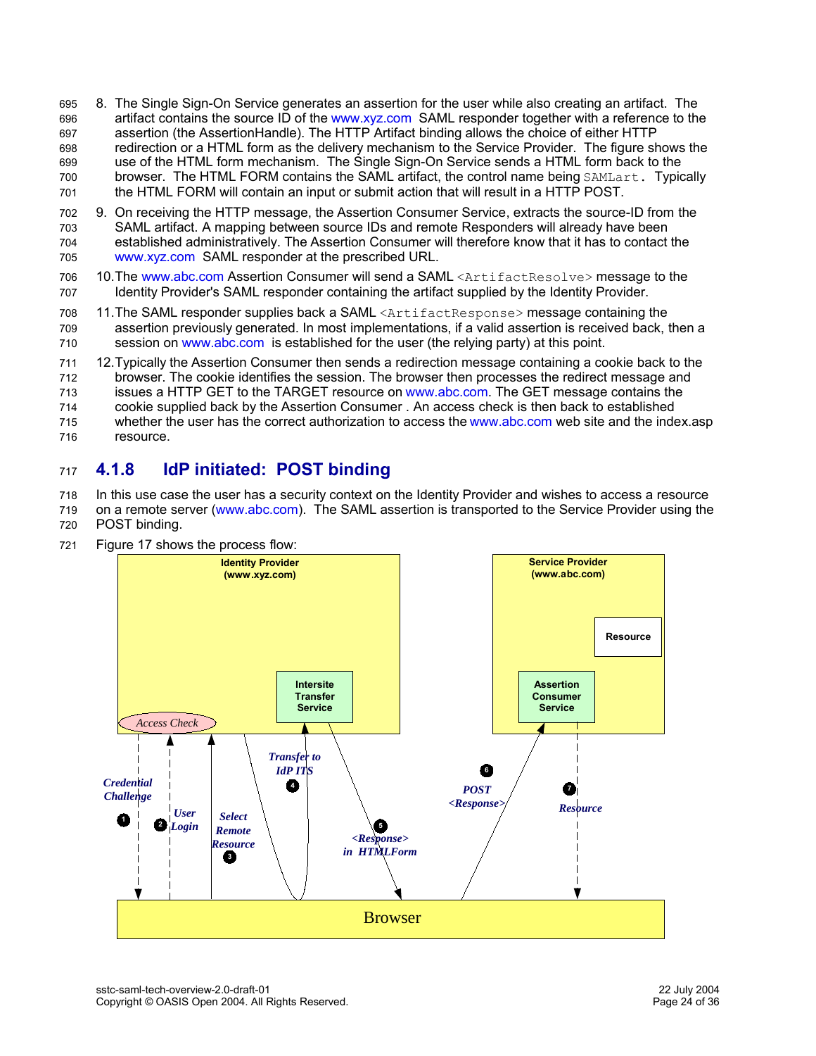8. The Single Sign-On Service generates an assertion for the user while also creating an artifact. The artifact contains the source ID of the www.xyz.com SAML responder together with a reference to the assertion (the AssertionHandle). The HTTP Artifact binding allows the choice of either HTTP redirection or a HTML form as the delivery mechanism to the Service Provider. The figure shows the use of the HTML form mechanism. The Single Sign-On Service sends a HTML form back to the browser. The HTML FORM contains the SAML artifact, the control name being `SAMLart`. Typically the HTML FORM will contain an input or submit action that will result in a HTTP POST.

9. On receiving the HTTP message, the Assertion Consumer Service, extracts the source-ID from the SAML artifact. A mapping between source IDs and remote Responders will already have been established administratively. The Assertion Consumer will therefore know that it has to contact the www.xyz.com SAML responder at the prescribed URL.

10. The www.abc.com Assertion Consumer will send a SAML `<ArtifactResolve>` message to the Identity Provider's SAML responder containing the artifact supplied by the Identity Provider.

11. The SAML responder supplies back a SAML `<ArtifactResponse>` message containing the assertion previously generated. In most implementations, if a valid assertion is received back, then a session on www.abc.com is established for the user (the relying party) at this point.

12. Typically the Assertion Consumer then sends a redirection message containing a cookie back to the browser. The cookie identifies the session. The browser then processes the redirect message and issues a HTTP GET to the TARGET resource on www.abc.com. The GET message contains the cookie supplied back by the Assertion Consumer . An access check is then back to established whether the user has the correct authorization to access the www.abc.com web site and the index.asp resource.

### 4.1.8 IdP initiated: POST binding

In this use case the user has a security context on the Identity Provider and wishes to access a resource on a remote server (www.abc.com). The SAML assertion is transported to the Service Provider using the POST binding.

Figure 17 shows the process flow: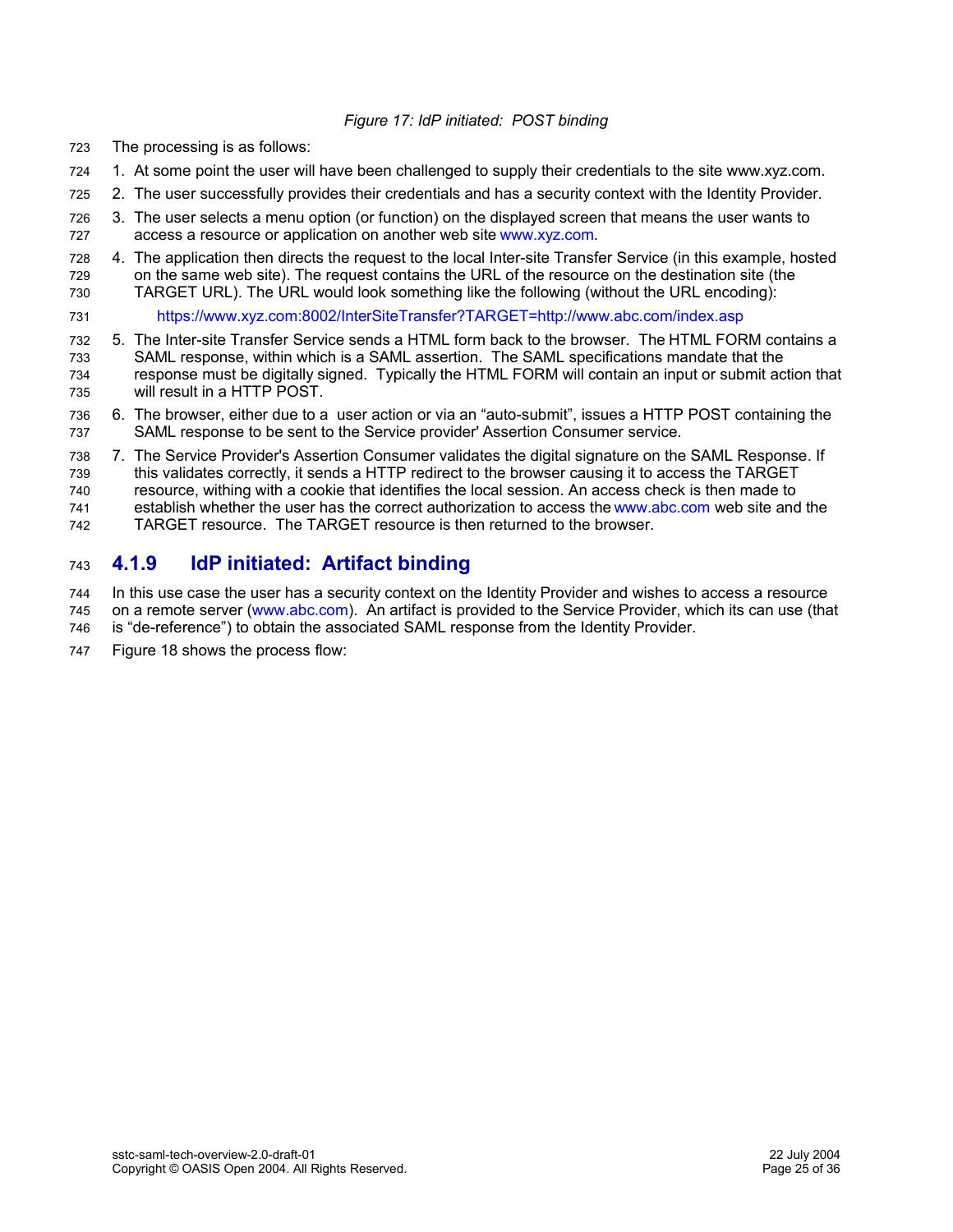*Figure 17: IdP initiated: POST binding*

The processing is as follows:

1. At some point the user will have been challenged to supply their credentials to the site www.xyz.com.
2. The user successfully provides their credentials and has a security context with the Identity Provider.
3. The user selects a menu option (or function) on the displayed screen that means the user wants to access a resource or application on another web site www.xyz.com.
4. The application then directs the request to the local Inter-site Transfer Service (in this example, hosted on the same web site). The request contains the URL of the resource on the destination site (the TARGET URL). The URL would look something like the following (without the URL encoding):

   https://www.xyz.com:8002/InterSiteTransfer?TARGET=http://www.abc.com/index.asp

5. The Inter-site Transfer Service sends a HTML form back to the browser. The HTML FORM contains a SAML response, within which is a SAML assertion. The SAML specifications mandate that the response must be digitally signed. Typically the HTML FORM will contain an input or submit action that will result in a HTTP POST.
6. The browser, either due to a user action or via an "auto-submit", issues a HTTP POST containing the SAML response to be sent to the Service provider' Assertion Consumer service.
7. The Service Provider's Assertion Consumer validates the digital signature on the SAML Response. If this validates correctly, it sends a HTTP redirect to the browser causing it to access the TARGET resource, withing with a cookie that identifies the local session. An access check is then made to establish whether the user has the correct authorization to access the www.abc.com web site and the TARGET resource. The TARGET resource is then returned to the browser.

### 4.1.9 IdP initiated: Artifact binding

In this use case the user has a security context on the Identity Provider and wishes to access a resource on a remote server (www.abc.com). An artifact is provided to the Service Provider, which its can use (that is "de-reference") to obtain the associated SAML response from the Identity Provider.

Figure 18 shows the process flow: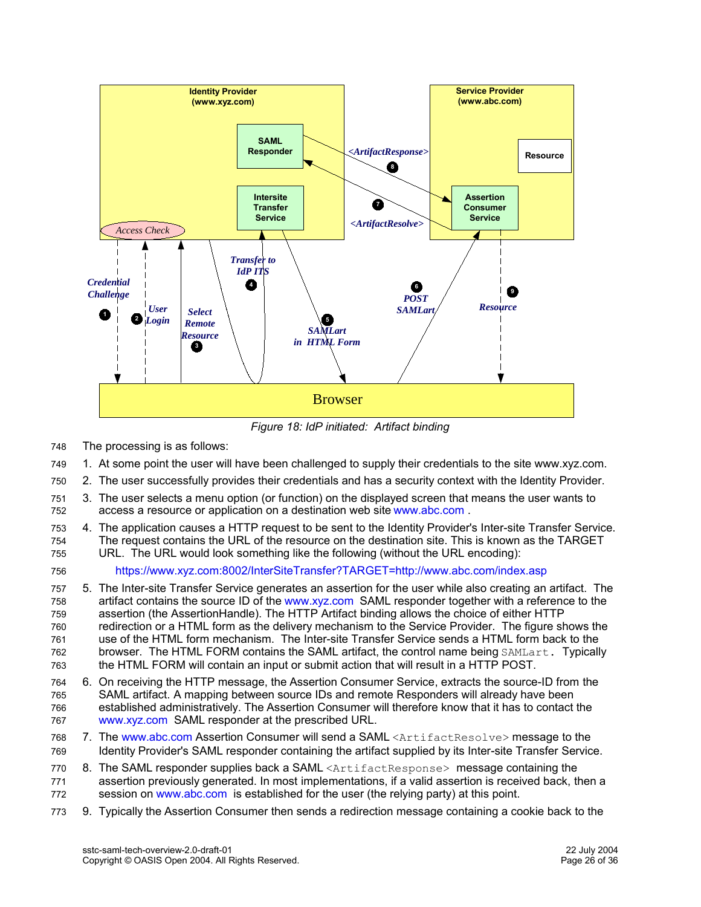Figure 18: IdP initiated: Artifact binding

The processing is as follows:

1. At some point the user will have been challenged to supply their credentials to the site www.xyz.com.
2. The user successfully provides their credentials and has a security context with the Identity Provider.
3. The user selects a menu option (or function) on the displayed screen that means the user wants to access a resource or application on a destination web site www.abc.com .
4. The application causes a HTTP request to be sent to the Identity Provider's Inter-site Transfer Service. The request contains the URL of the resource on the destination site. This is known as the TARGET URL. The URL would look something like the following (without the URL encoding):

   https://www.xyz.com:8002/InterSiteTransfer?TARGET=http://www.abc.com/index.asp

5. The Inter-site Transfer Service generates an assertion for the user while also creating an artifact. The artifact contains the source ID of the www.xyz.com SAML responder together with a reference to the assertion (the AssertionHandle). The HTTP Artifact binding allows the choice of either HTTP redirection or a HTML form as the delivery mechanism to the Service Provider. The figure shows the use of the HTML form mechanism. The Inter-site Transfer Service sends a HTML form back to the browser. The HTML FORM contains the SAML artifact, the control name being `SAMLart`. Typically the HTML FORM will contain an input or submit action that will result in a HTTP POST.
6. On receiving the HTTP message, the Assertion Consumer Service, extracts the source-ID from the SAML artifact. A mapping between source IDs and remote Responders will already have been established administratively. The Assertion Consumer will therefore know that it has to contact the www.xyz.com SAML responder at the prescribed URL.
7. The www.abc.com Assertion Consumer will send a SAML `<ArtifactResolve>` message to the Identity Provider's SAML responder containing the artifact supplied by its Inter-site Transfer Service.
8. The SAML responder supplies back a SAML `<ArtifactResponse>` message containing the assertion previously generated. In most implementations, if a valid assertion is received back, then a session on www.abc.com is established for the user (the relying party) at this point.
9. Typically the Assertion Consumer then sends a redirection message containing a cookie back to the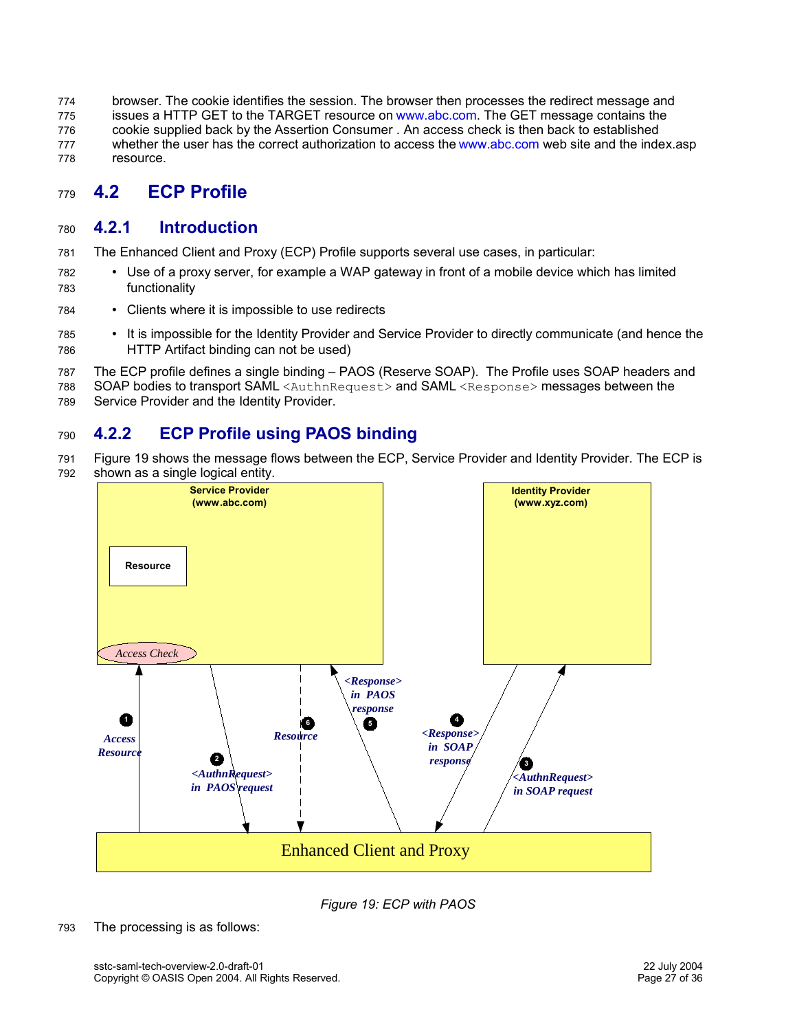browser. The cookie identifies the session. The browser then processes the redirect message and issues a HTTP GET to the TARGET resource on www.abc.com. The GET message contains the cookie supplied back by the Assertion Consumer . An access check is then back to established whether the user has the correct authorization to access the www.abc.com web site and the index.asp resource.

## 4.2 ECP Profile

### 4.2.1 Introduction

The Enhanced Client and Proxy (ECP) Profile supports several use cases, in particular:

- Use of a proxy server, for example a WAP gateway in front of a mobile device which has limited functionality
- Clients where it is impossible to use redirects
- It is impossible for the Identity Provider and Service Provider to directly communicate (and hence the HTTP Artifact binding can not be used)

The ECP profile defines a single binding – PAOS (Reserve SOAP). The Profile uses SOAP headers and SOAP bodies to transport SAML `<AuthnRequest>` and SAML `<Response>` messages between the Service Provider and the Identity Provider.

### 4.2.2 ECP Profile using PAOS binding

Figure 19 shows the message flows between the ECP, Service Provider and Identity Provider. The ECP is shown as a single logical entity.

Service Provider (www.abc.com) — Resource — Access Check

Identity Provider (www.xyz.com)

Enhanced Client and Proxy

1 Access Resource
2 <AuthnRequest> in PAOS request
3 <AuthnRequest> in SOAP request
4 <Response> in SOAP response
5 <Response> in PAOS response
6 Resource

*Figure 19: ECP with PAOS*

The processing is as follows: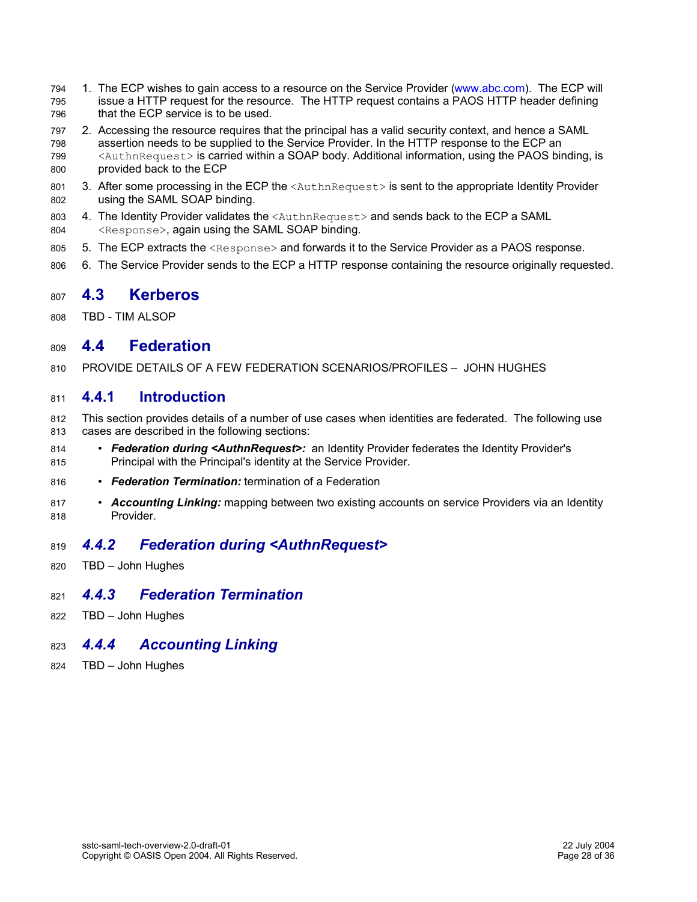1. The ECP wishes to gain access to a resource on the Service Provider (www.abc.com). The ECP will issue a HTTP request for the resource. The HTTP request contains a PAOS HTTP header defining that the ECP service is to be used.
2. Accessing the resource requires that the principal has a valid security context, and hence a SAML assertion needs to be supplied to the Service Provider. In the HTTP response to the ECP an `<AuthnRequest>` is carried within a SOAP body. Additional information, using the PAOS binding, is provided back to the ECP
3. After some processing in the ECP the `<AuthnRequest>` is sent to the appropriate Identity Provider using the SAML SOAP binding.
4. The Identity Provider validates the `<AuthnRequest>` and sends back to the ECP a SAML `<Response>`, again using the SAML SOAP binding.
5. The ECP extracts the `<Response>` and forwards it to the Service Provider as a PAOS response.
6. The Service Provider sends to the ECP a HTTP response containing the resource originally requested.

## 4.3 Kerberos

TBD - TIM ALSOP

## 4.4 Federation

PROVIDE DETAILS OF A FEW FEDERATION SCENARIOS/PROFILES – JOHN HUGHES

### 4.4.1 Introduction

This section provides details of a number of use cases when identities are federated. The following use cases are described in the following sections:

- ***Federation during <AuthnRequest>:*** an Identity Provider federates the Identity Provider's Principal with the Principal's identity at the Service Provider.
- ***Federation Termination:*** termination of a Federation
- ***Accounting Linking:*** mapping between two existing accounts on service Providers via an Identity Provider.

### *4.4.2 Federation during <AuthnRequest>*

TBD – John Hughes

### *4.4.3 Federation Termination*

TBD – John Hughes

### *4.4.4 Accounting Linking*

TBD – John Hughes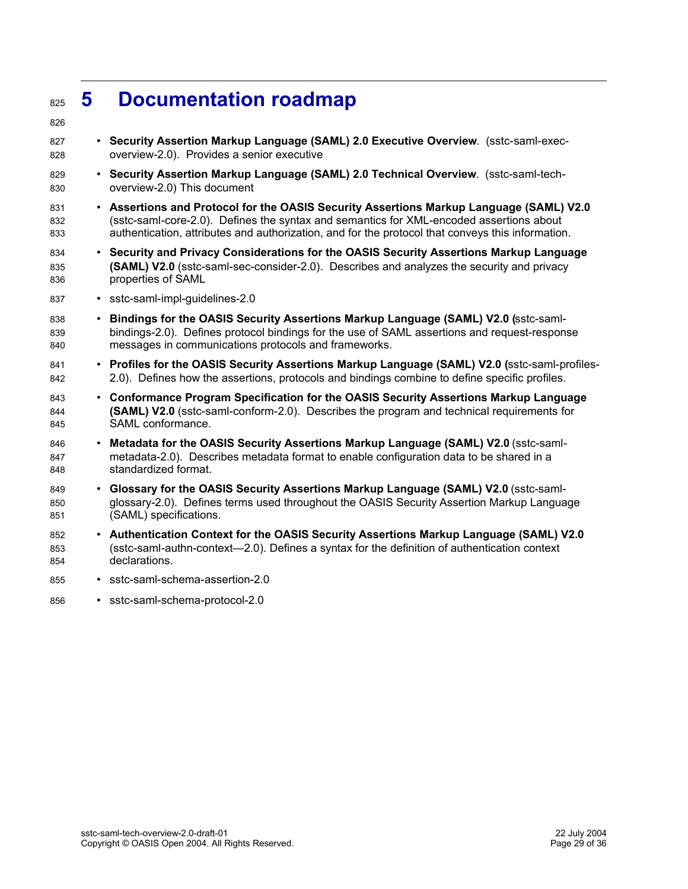# 5 Documentation roadmap

- **Security Assertion Markup Language (SAML) 2.0 Executive Overview**. (sstc-saml-exec-overview-2.0). Provides a senior executive
- **Security Assertion Markup Language (SAML) 2.0 Technical Overview**. (sstc-saml-tech-overview-2.0) This document
- **Assertions and Protocol for the OASIS Security Assertions Markup Language (SAML) V2.0** (sstc-saml-core-2.0). Defines the syntax and semantics for XML-encoded assertions about authentication, attributes and authorization, and for the protocol that conveys this information.
- **Security and Privacy Considerations for the OASIS Security Assertions Markup Language (SAML) V2.0** (sstc-saml-sec-consider-2.0). Describes and analyzes the security and privacy properties of SAML
- sstc-saml-impl-guidelines-2.0
- **Bindings for the OASIS Security Assertions Markup Language (SAML) V2.0 (**sstc-saml-bindings-2.0). Defines protocol bindings for the use of SAML assertions and request-response messages in communications protocols and frameworks.
- **Profiles for the OASIS Security Assertions Markup Language (SAML) V2.0 (**sstc-saml-profiles-2.0). Defines how the assertions, protocols and bindings combine to define specific profiles.
- **Conformance Program Specification for the OASIS Security Assertions Markup Language (SAML) V2.0** (sstc-saml-conform-2.0). Describes the program and technical requirements for SAML conformance.
- **Metadata for the OASIS Security Assertions Markup Language (SAML) V2.0** (sstc-saml-metadata-2.0). Describes metadata format to enable configuration data to be shared in a standardized format.
- **Glossary for the OASIS Security Assertions Markup Language (SAML) V2.0** (sstc-saml-glossary-2.0). Defines terms used throughout the OASIS Security Assertion Markup Language (SAML) specifications.
- **Authentication Context for the OASIS Security Assertions Markup Language (SAML) V2.0** (sstc-saml-authn-context—2.0). Defines a syntax for the definition of authentication context declarations.
- sstc-saml-schema-assertion-2.0
- sstc-saml-schema-protocol-2.0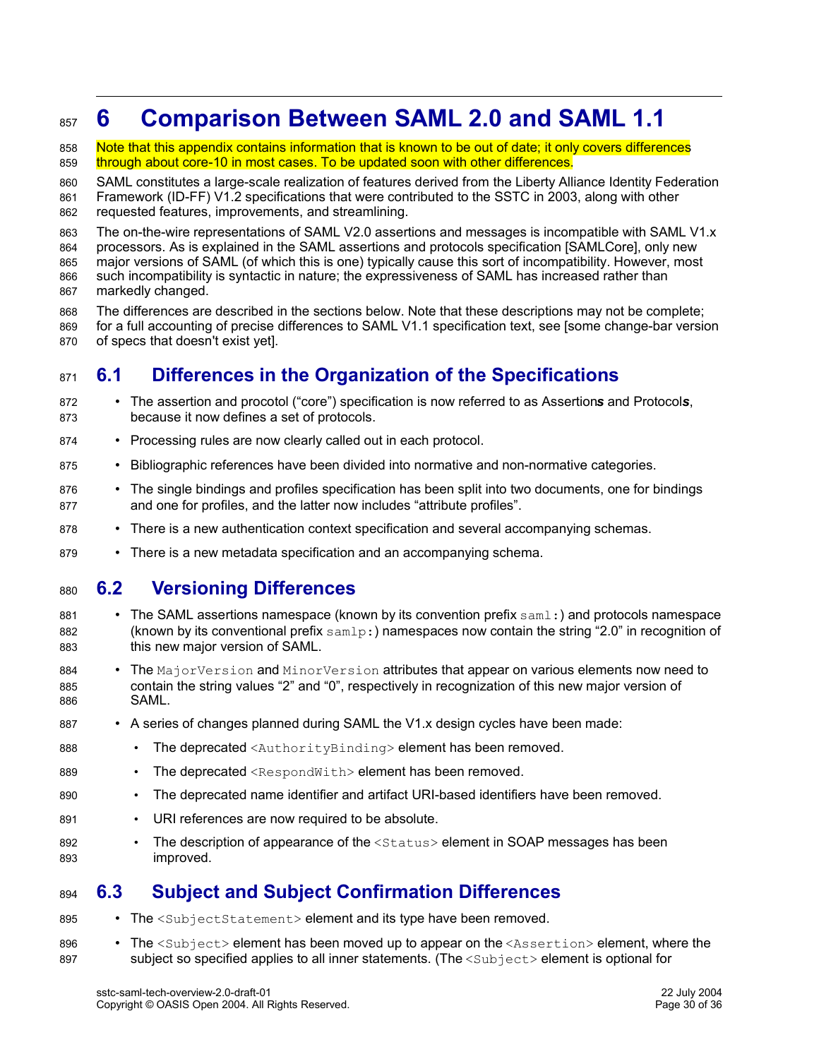# 6 Comparison Between SAML 2.0 and SAML 1.1

Note that this appendix contains information that is known to be out of date; it only covers differences through about core-10 in most cases. To be updated soon with other differences.

SAML constitutes a large-scale realization of features derived from the Liberty Alliance Identity Federation Framework (ID-FF) V1.2 specifications that were contributed to the SSTC in 2003, along with other requested features, improvements, and streamlining.

The on-the-wire representations of SAML V2.0 assertions and messages is incompatible with SAML V1.x processors. As is explained in the SAML assertions and protocols specification [SAMLCore], only new major versions of SAML (of which this is one) typically cause this sort of incompatibility. However, most such incompatibility is syntactic in nature; the expressiveness of SAML has increased rather than markedly changed.

The differences are described in the sections below. Note that these descriptions may not be complete; for a full accounting of precise differences to SAML V1.1 specification text, see [some change-bar version of specs that doesn't exist yet].

## 6.1 Differences in the Organization of the Specifications

- The assertion and procotol ("core") specification is now referred to as Assertion***s*** and Protocol***s***, because it now defines a set of protocols.
- Processing rules are now clearly called out in each protocol.
- Bibliographic references have been divided into normative and non-normative categories.
- The single bindings and profiles specification has been split into two documents, one for bindings and one for profiles, and the latter now includes "attribute profiles".
- There is a new authentication context specification and several accompanying schemas.
- There is a new metadata specification and an accompanying schema.

## 6.2 Versioning Differences

- The SAML assertions namespace (known by its convention prefix `saml:`) and protocols namespace (known by its conventional prefix `samlp:`) namespaces now contain the string "2.0" in recognition of this new major version of SAML.
- The `MajorVersion` and `MinorVersion` attributes that appear on various elements now need to contain the string values "2" and "0", respectively in recognization of this new major version of SAML.
- A series of changes planned during SAML the V1.x design cycles have been made:
  - The deprecated `<AuthorityBinding>` element has been removed.
  - The deprecated `<RespondWith>` element has been removed.
  - The deprecated name identifier and artifact URI-based identifiers have been removed.
  - URI references are now required to be absolute.
  - The description of appearance of the `<Status>` element in SOAP messages has been improved.

## 6.3 Subject and Subject Confirmation Differences

- The `<SubjectStatement>` element and its type have been removed.
- The `<Subject>` element has been moved up to appear on the `<Assertion>` element, where the subject so specified applies to all inner statements. (The `<Subject>` element is optional for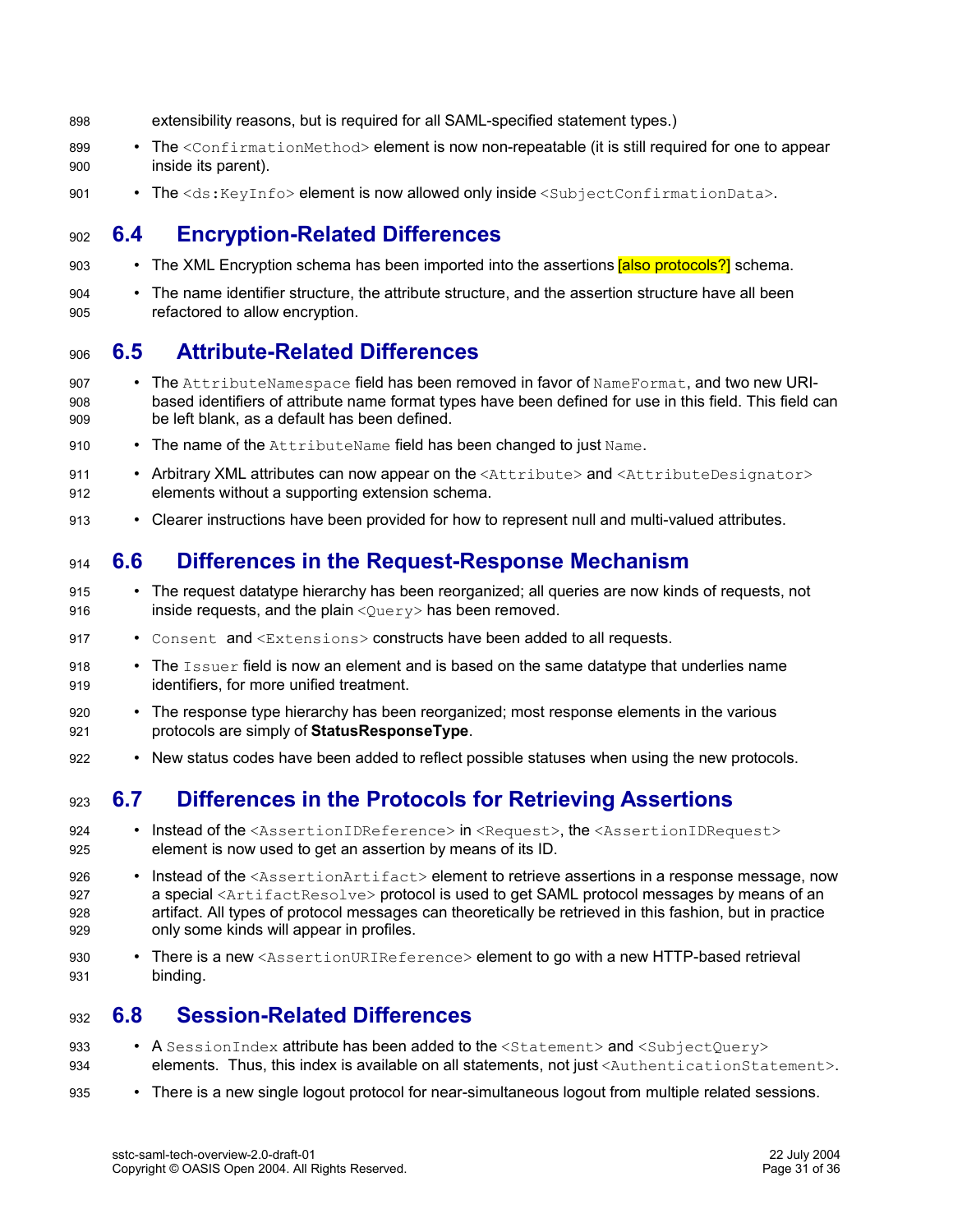extensibility reasons, but is required for all SAML-specified statement types.)

- The `<ConfirmationMethod>` element is now non-repeatable (it is still required for one to appear inside its parent).
- The `<ds:KeyInfo>` element is now allowed only inside `<SubjectConfirmationData>`.

## 6.4 Encryption-Related Differences

- The XML Encryption schema has been imported into the assertions [also protocols?] schema.
- The name identifier structure, the attribute structure, and the assertion structure have all been refactored to allow encryption.

## 6.5 Attribute-Related Differences

- The `AttributeNamespace` field has been removed in favor of `NameFormat`, and two new URI-based identifiers of attribute name format types have been defined for use in this field. This field can be left blank, as a default has been defined.
- The name of the `AttributeName` field has been changed to just `Name`.
- Arbitrary XML attributes can now appear on the `<Attribute>` and `<AttributeDesignator>` elements without a supporting extension schema.
- Clearer instructions have been provided for how to represent null and multi-valued attributes.

## 6.6 Differences in the Request-Response Mechanism

- The request datatype hierarchy has been reorganized; all queries are now kinds of requests, not inside requests, and the plain `<Query>` has been removed.
- `Consent` and `<Extensions>` constructs have been added to all requests.
- The `Issuer` field is now an element and is based on the same datatype that underlies name identifiers, for more unified treatment.
- The response type hierarchy has been reorganized; most response elements in the various protocols are simply of **StatusResponseType**.
- New status codes have been added to reflect possible statuses when using the new protocols.

## 6.7 Differences in the Protocols for Retrieving Assertions

- Instead of the `<AssertionIDReference>` in `<Request>`, the `<AssertionIDRequest>` element is now used to get an assertion by means of its ID.
- Instead of the `<AssertionArtifact>` element to retrieve assertions in a response message, now a special `<ArtifactResolve>` protocol is used to get SAML protocol messages by means of an artifact. All types of protocol messages can theoretically be retrieved in this fashion, but in practice only some kinds will appear in profiles.
- There is a new `<AssertionURIReference>` element to go with a new HTTP-based retrieval binding.

## 6.8 Session-Related Differences

- A `SessionIndex` attribute has been added to the `<Statement>` and `<SubjectQuery>` elements. Thus, this index is available on all statements, not just `<AuthenticationStatement>`.
- There is a new single logout protocol for near-simultaneous logout from multiple related sessions.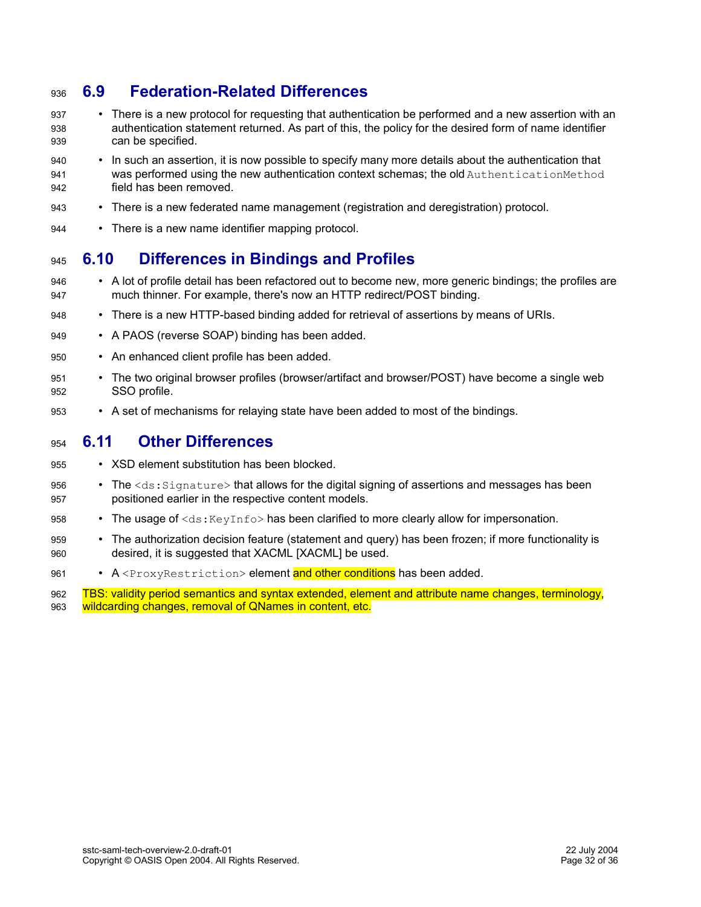## 6.9 Federation-Related Differences

- There is a new protocol for requesting that authentication be performed and a new assertion with an authentication statement returned. As part of this, the policy for the desired form of name identifier can be specified.
- In such an assertion, it is now possible to specify many more details about the authentication that was performed using the new authentication context schemas; the old `AuthenticationMethod` field has been removed.
- There is a new federated name management (registration and deregistration) protocol.
- There is a new name identifier mapping protocol.

## 6.10 Differences in Bindings and Profiles

- A lot of profile detail has been refactored out to become new, more generic bindings; the profiles are much thinner. For example, there's now an HTTP redirect/POST binding.
- There is a new HTTP-based binding added for retrieval of assertions by means of URIs.
- A PAOS (reverse SOAP) binding has been added.
- An enhanced client profile has been added.
- The two original browser profiles (browser/artifact and browser/POST) have become a single web SSO profile.
- A set of mechanisms for relaying state have been added to most of the bindings.

## 6.11 Other Differences

- XSD element substitution has been blocked.
- The `<ds:Signature>` that allows for the digital signing of assertions and messages has been positioned earlier in the respective content models.
- The usage of `<ds:KeyInfo>` has been clarified to more clearly allow for impersonation.
- The authorization decision feature (statement and query) has been frozen; if more functionality is desired, it is suggested that XACML [XACML] be used.
- A `<ProxyRestriction>` element and other conditions has been added.

TBS: validity period semantics and syntax extended, element and attribute name changes, terminology, wildcarding changes, removal of QNames in content, etc.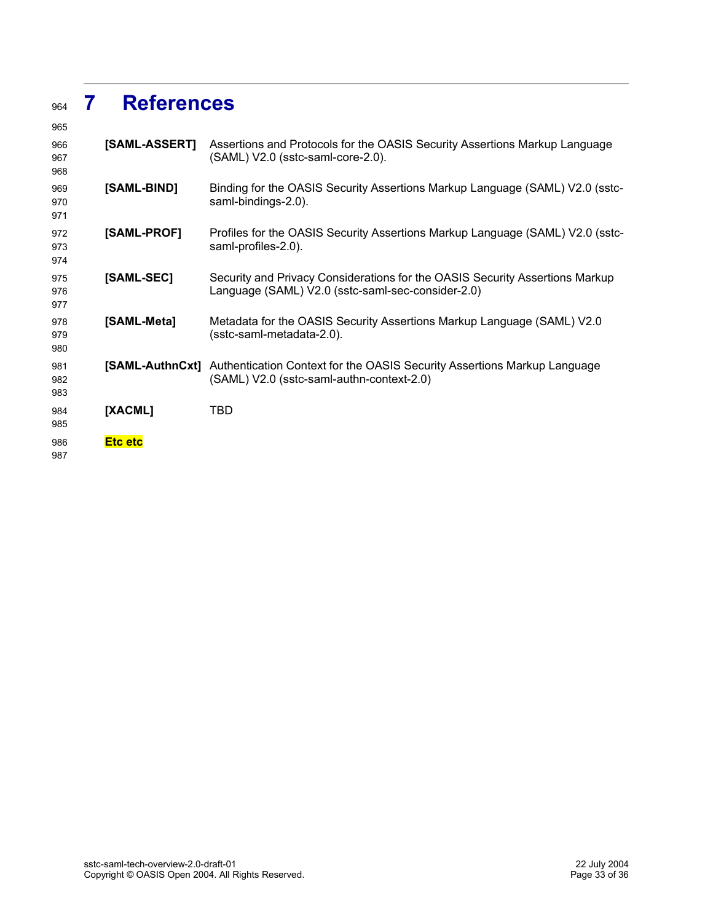# 7 References

**[SAML-ASSERT]** Assertions and Protocols for the OASIS Security Assertions Markup Language (SAML) V2.0 (sstc-saml-core-2.0).

**[SAML-BIND]** Binding for the OASIS Security Assertions Markup Language (SAML) V2.0 (sstc-saml-bindings-2.0).

**[SAML-PROF]** Profiles for the OASIS Security Assertions Markup Language (SAML) V2.0 (sstc-saml-profiles-2.0).

**[SAML-SEC]** Security and Privacy Considerations for the OASIS Security Assertions Markup Language (SAML) V2.0 (sstc-saml-sec-consider-2.0)

**[SAML-Meta]** Metadata for the OASIS Security Assertions Markup Language (SAML) V2.0 (sstc-saml-metadata-2.0).

**[SAML-AuthnCxt]** Authentication Context for the OASIS Security Assertions Markup Language (SAML) V2.0 (sstc-saml-authn-context-2.0)

**[XACML]** TBD

**Etc etc**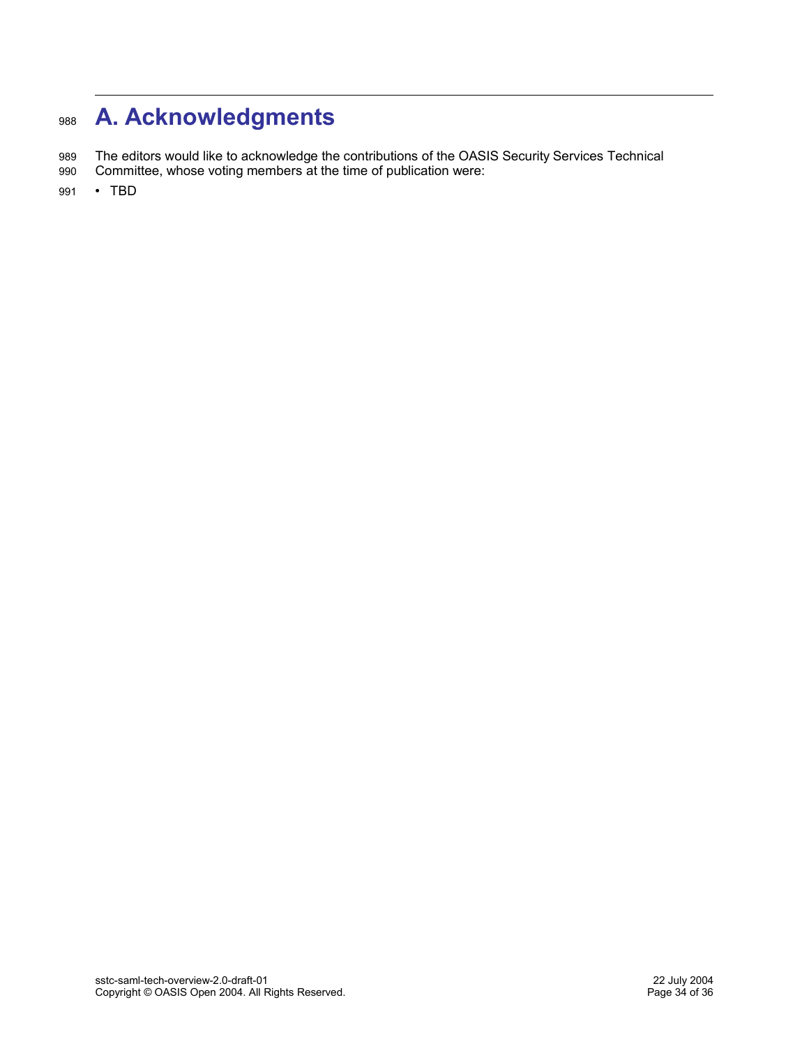# A. Acknowledgments

The editors would like to acknowledge the contributions of the OASIS Security Services Technical Committee, whose voting members at the time of publication were:

- TBD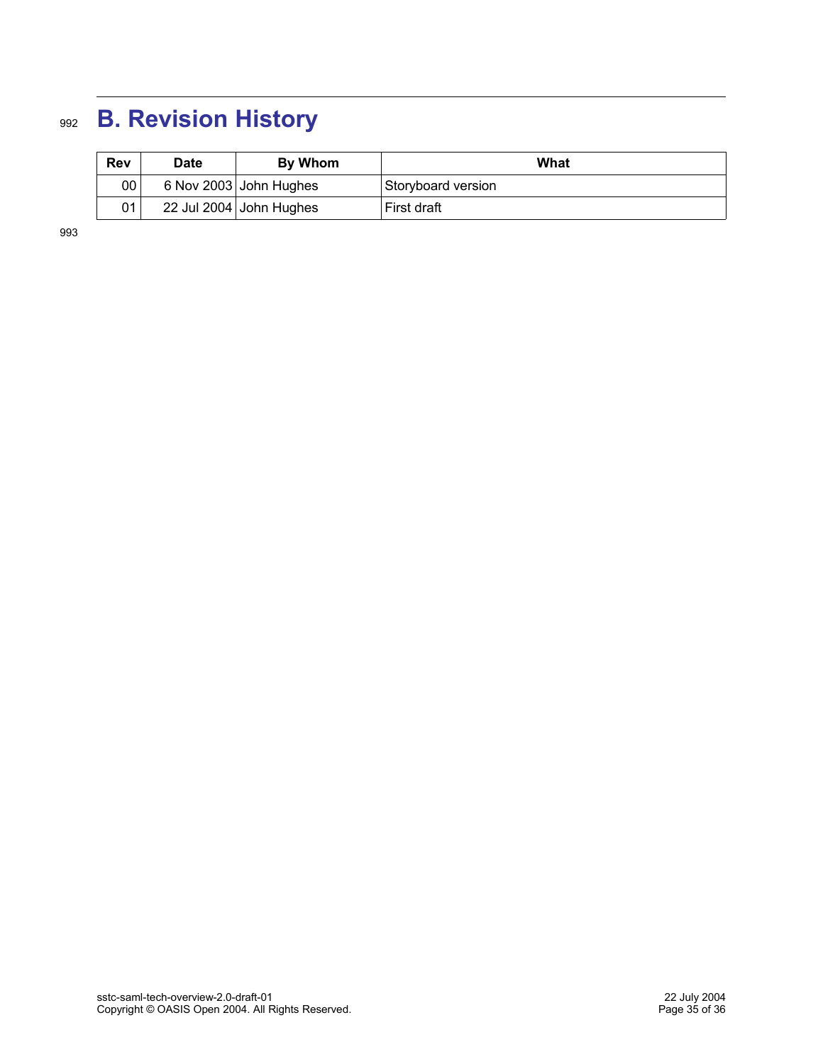# B. Revision History

| Rev | Date | By Whom | What |
|---|---|---|---|
| 00 | 6 Nov 2003 | John Hughes | Storyboard version |
| 01 | 22 Jul 2004 | John Hughes | First draft |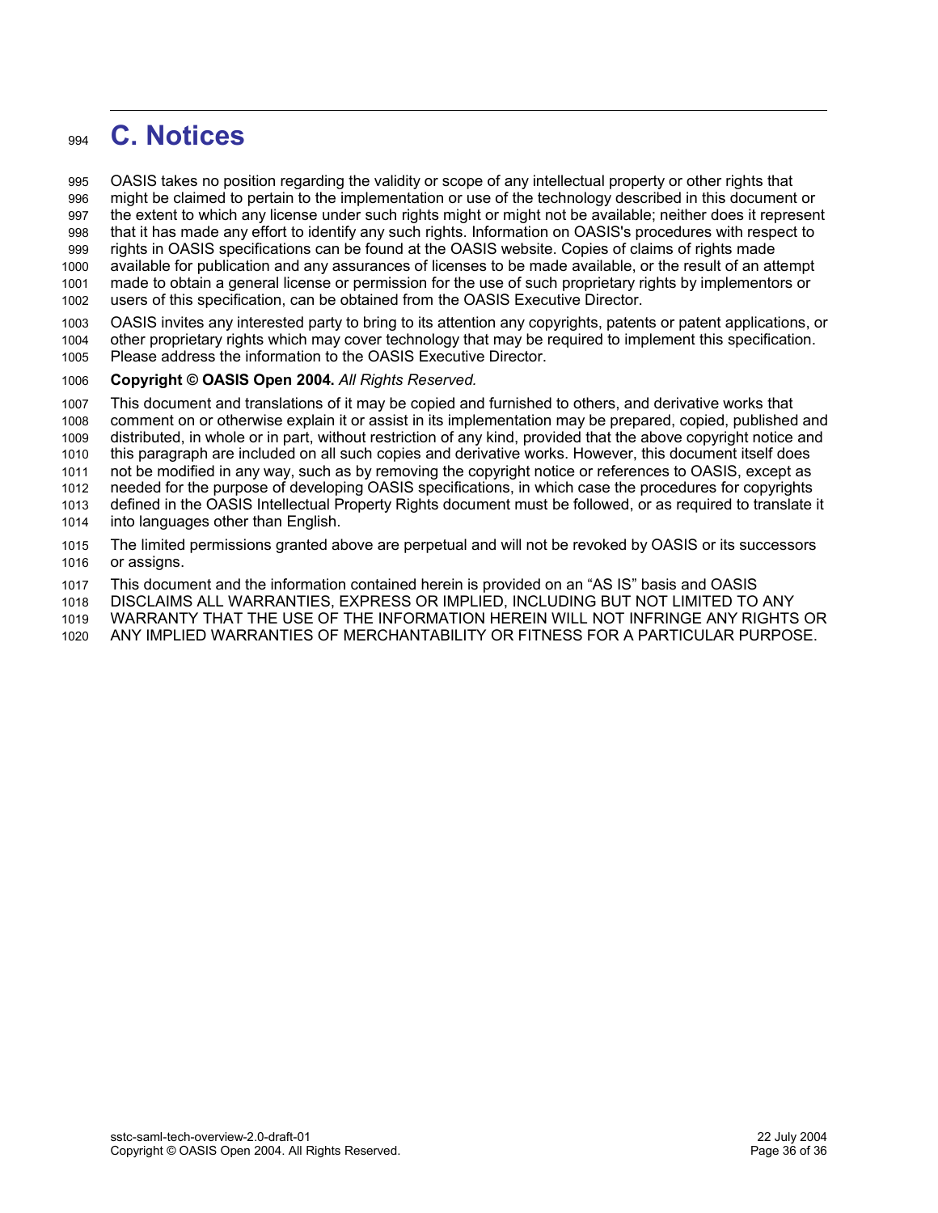# C. Notices

OASIS takes no position regarding the validity or scope of any intellectual property or other rights that might be claimed to pertain to the implementation or use of the technology described in this document or the extent to which any license under such rights might or might not be available; neither does it represent that it has made any effort to identify any such rights. Information on OASIS's procedures with respect to rights in OASIS specifications can be found at the OASIS website. Copies of claims of rights made available for publication and any assurances of licenses to be made available, or the result of an attempt made to obtain a general license or permission for the use of such proprietary rights by implementors or users of this specification, can be obtained from the OASIS Executive Director.

OASIS invites any interested party to bring to its attention any copyrights, patents or patent applications, or other proprietary rights which may cover technology that may be required to implement this specification. Please address the information to the OASIS Executive Director.

**Copyright © OASIS Open 2004.** *All Rights Reserved.*

This document and translations of it may be copied and furnished to others, and derivative works that comment on or otherwise explain it or assist in its implementation may be prepared, copied, published and distributed, in whole or in part, without restriction of any kind, provided that the above copyright notice and this paragraph are included on all such copies and derivative works. However, this document itself does not be modified in any way, such as by removing the copyright notice or references to OASIS, except as needed for the purpose of developing OASIS specifications, in which case the procedures for copyrights defined in the OASIS Intellectual Property Rights document must be followed, or as required to translate it into languages other than English.

The limited permissions granted above are perpetual and will not be revoked by OASIS or its successors or assigns.

This document and the information contained herein is provided on an “AS IS” basis and OASIS DISCLAIMS ALL WARRANTIES, EXPRESS OR IMPLIED, INCLUDING BUT NOT LIMITED TO ANY WARRANTY THAT THE USE OF THE INFORMATION HEREIN WILL NOT INFRINGE ANY RIGHTS OR ANY IMPLIED WARRANTIES OF MERCHANTABILITY OR FITNESS FOR A PARTICULAR PURPOSE.